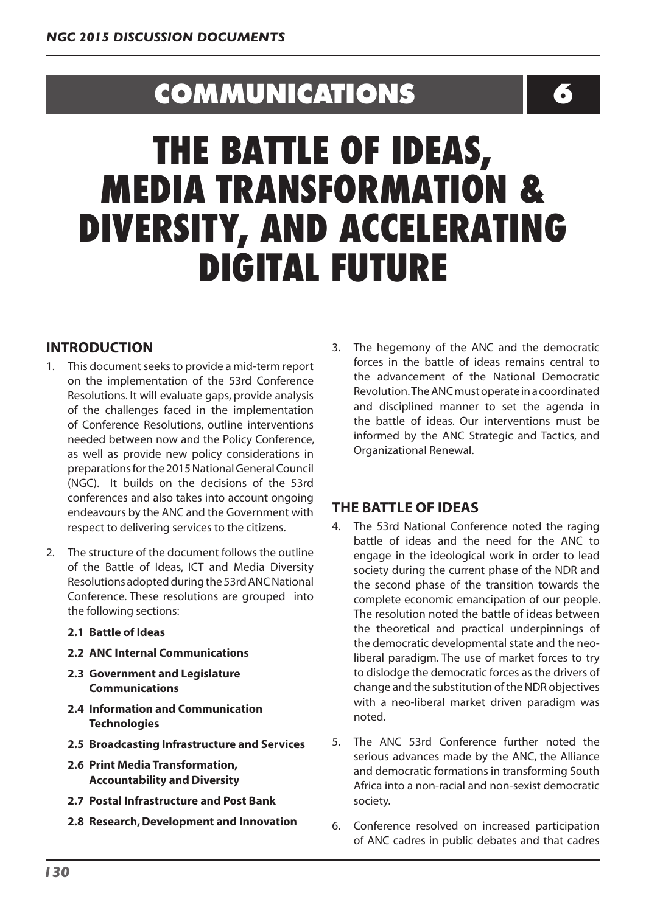# COMMUNICATIONS 6

# THE BATTLE OF IDEAS, MEDIA TRANSFORMATION & DIVERSITY, AND ACCELERATING DIGITAL FUTURE

## INTRODUCTION

1. This document seeks to provide a mid-term report on the implementation of the 53rd Conference Resolutions. It will evaluate gaps, provide analysis of the challenges faced in the implementation of Conference Resolutions, outline interventions needed between now and the Policy Conference, as well as provide new policy considerations in preparations for the 2015 National General Council (NGC). It builds on the decisions of the 53rd conferences and also takes into account ongoing endeavours by the ANC and the Government with respect to delivering services to the citizens.

2. The structure of the document follows the outline of the Battle of Ideas, ICT and Media Diversity Resolutions adopted during the 53rd ANC National Conference. These resolutions are grouped into the following sections:

   **2.1 Battle of Ideas**

   **2.2 ANC Internal Communications**

   **2.3 Government and Legislature Communications**

   **2.4 Information and Communication Technologies**

   **2.5 Broadcasting Infrastructure and Services**

   **2.6 Print Media Transformation, Accountability and Diversity**

   **2.7 Postal Infrastructure and Post Bank**

   **2.8 Research, Development and Innovation**

3. The hegemony of the ANC and the democratic forces in the battle of ideas remains central to the advancement of the National Democratic Revolution. The ANC must operate in a coordinated and disciplined manner to set the agenda in the battle of ideas. Our interventions must be informed by the ANC Strategic and Tactics, and Organizational Renewal.

## THE BATTLE OF IDEAS

4. The 53rd National Conference noted the raging battle of ideas and the need for the ANC to engage in the ideological work in order to lead society during the current phase of the NDR and the second phase of the transition towards the complete economic emancipation of our people. The resolution noted the battle of ideas between the theoretical and practical underpinnings of the democratic developmental state and the neo-liberal paradigm. The use of market forces to try to dislodge the democratic forces as the drivers of change and the substitution of the NDR objectives with a neo-liberal market driven paradigm was noted.

5. The ANC 53rd Conference further noted the serious advances made by the ANC, the Alliance and democratic formations in transforming South Africa into a non-racial and non-sexist democratic society.

6. Conference resolved on increased participation of ANC cadres in public debates and that cadres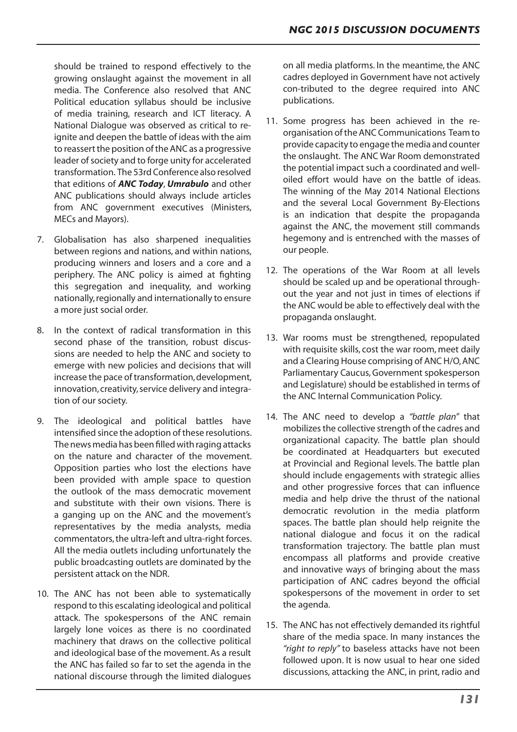should be trained to respond effectively to the growing onslaught against the movement in all media. The Conference also resolved that ANC Political education syllabus should be inclusive of media training, research and ICT literacy. A National Dialogue was observed as critical to re-ignite and deepen the battle of ideas with the aim to reassert the position of the ANC as a progressive leader of society and to forge unity for accelerated transformation. The 53rd Conference also resolved that editions of ***ANC Today***, ***Umrabulo*** and other ANC publications should always include articles from ANC government executives (Ministers, MECs and Mayors).

7. Globalisation has also sharpened inequalities between regions and nations, and within nations, producing winners and losers and a core and a periphery. The ANC policy is aimed at fighting this segregation and inequality, and working nationally, regionally and internationally to ensure a more just social order.

8. In the context of radical transformation in this second phase of the transition, robust discussions are needed to help the ANC and society to emerge with new policies and decisions that will increase the pace of transformation, development, innovation, creativity, service delivery and integration of our society.

9. The ideological and political battles have intensified since the adoption of these resolutions. The news media has been filled with raging attacks on the nature and character of the movement. Opposition parties who lost the elections have been provided with ample space to question the outlook of the mass democratic movement and substitute with their own visions. There is a ganging up on the ANC and the movement's representatives by the media analysts, media commentators, the ultra-left and ultra-right forces. All the media outlets including unfortunately the public broadcasting outlets are dominated by the persistent attack on the NDR.

10. The ANC has not been able to systematically respond to this escalating ideological and political attack. The spokespersons of the ANC remain largely lone voices as there is no coordinated machinery that draws on the collective political and ideological base of the movement. As a result the ANC has failed so far to set the agenda in the national discourse through the limited dialogues on all media platforms. In the meantime, the ANC cadres deployed in Government have not actively con-tributed to the degree required into ANC publications.

11. Some progress has been achieved in the re-organisation of the ANC Communications Team to provide capacity to engage the media and counter the onslaught. The ANC War Room demonstrated the potential impact such a coordinated and well-oiled effort would have on the battle of ideas. The winning of the May 2014 National Elections and the several Local Government By-Elections is an indication that despite the propaganda against the ANC, the movement still commands hegemony and is entrenched with the masses of our people.

12. The operations of the War Room at all levels should be scaled up and be operational through-out the year and not just in times of elections if the ANC would be able to effectively deal with the propaganda onslaught.

13. War rooms must be strengthened, repopulated with requisite skills, cost the war room, meet daily and a Clearing House comprising of ANC H/O, ANC Parliamentary Caucus, Government spokesperson and Legislature) should be established in terms of the ANC Internal Communication Policy.

14. The ANC need to develop a *"battle plan"* that mobilizes the collective strength of the cadres and organizational capacity. The battle plan should be coordinated at Headquarters but executed at Provincial and Regional levels. The battle plan should include engagements with strategic allies and other progressive forces that can influence media and help drive the thrust of the national democratic revolution in the media platform spaces. The battle plan should help reignite the national dialogue and focus it on the radical transformation trajectory. The battle plan must encompass all platforms and provide creative and innovative ways of bringing about the mass participation of ANC cadres beyond the official spokespersons of the movement in order to set the agenda.

15. The ANC has not effectively demanded its rightful share of the media space. In many instances the *"right to reply"* to baseless attacks have not been followed upon. It is now usual to hear one sided discussions, attacking the ANC, in print, radio and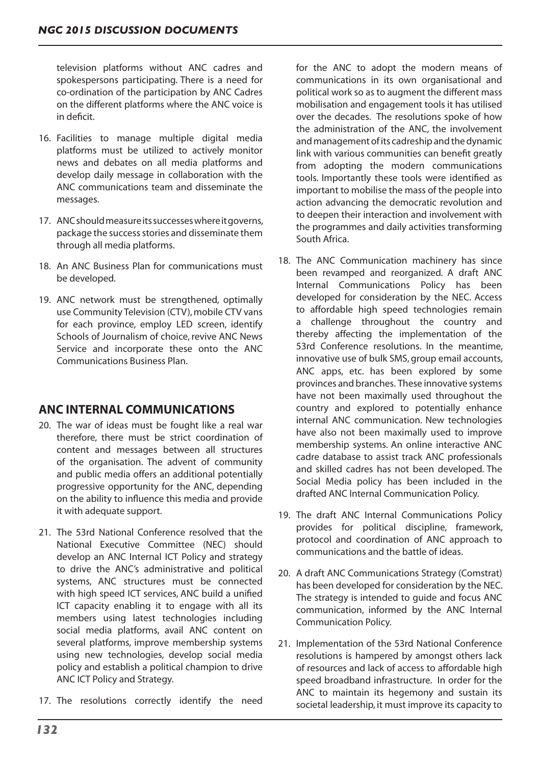television platforms without ANC cadres and spokespersons participating. There is a need for co-ordination of the participation by ANC Cadres on the different platforms where the ANC voice is in deficit.

16. Facilities to manage multiple digital media platforms must be utilized to actively monitor news and debates on all media platforms and develop daily message in collaboration with the ANC communications team and disseminate the messages.

17. ANC should measure its successes where it governs, package the success stories and disseminate them through all media platforms.

18. An ANC Business Plan for communications must be developed.

19. ANC network must be strengthened, optimally use Community Television (CTV), mobile CTV vans for each province, employ LED screen, identify Schools of Journalism of choice, revive ANC News Service and incorporate these onto the ANC Communications Business Plan.

## ANC INTERNAL COMMUNICATIONS

20. The war of ideas must be fought like a real war therefore, there must be strict coordination of content and messages between all structures of the organisation. The advent of community and public media offers an additional potentially progressive opportunity for the ANC, depending on the ability to influence this media and provide it with adequate support.

21. The 53rd National Conference resolved that the National Executive Committee (NEC) should develop an ANC Internal ICT Policy and strategy to drive the ANC's administrative and political systems, ANC structures must be connected with high speed ICT services, ANC build a unified ICT capacity enabling it to engage with all its members using latest technologies including social media platforms, avail ANC content on several platforms, improve membership systems using new technologies, develop social media policy and establish a political champion to drive ANC ICT Policy and Strategy.

17. The resolutions correctly identify the need for the ANC to adopt the modern means of communications in its own organisational and political work so as to augment the different mass mobilisation and engagement tools it has utilised over the decades. The resolutions spoke of how the administration of the ANC, the involvement and management of its cadreship and the dynamic link with various communities can benefit greatly from adopting the modern communications tools. Importantly these tools were identified as important to mobilise the mass of the people into action advancing the democratic revolution and to deepen their interaction and involvement with the programmes and daily activities transforming South Africa.

18. The ANC Communication machinery has since been revamped and reorganized. A draft ANC Internal Communications Policy has been developed for consideration by the NEC. Access to affordable high speed technologies remain a challenge throughout the country and thereby affecting the implementation of the 53rd Conference resolutions. In the meantime, innovative use of bulk SMS, group email accounts, ANC apps, etc. has been explored by some provinces and branches. These innovative systems have not been maximally used throughout the country and explored to potentially enhance internal ANC communication. New technologies have also not been maximally used to improve membership systems. An online interactive ANC cadre database to assist track ANC professionals and skilled cadres has not been developed. The Social Media policy has been included in the drafted ANC Internal Communication Policy.

19. The draft ANC Internal Communications Policy provides for political discipline, framework, protocol and coordination of ANC approach to communications and the battle of ideas.

20. A draft ANC Communications Strategy (Comstrat) has been developed for consideration by the NEC. The strategy is intended to guide and focus ANC communication, informed by the ANC Internal Communication Policy.

21. Implementation of the 53rd National Conference resolutions is hampered by amongst others lack of resources and lack of access to affordable high speed broadband infrastructure. In order for the ANC to maintain its hegemony and sustain its societal leadership, it must improve its capacity to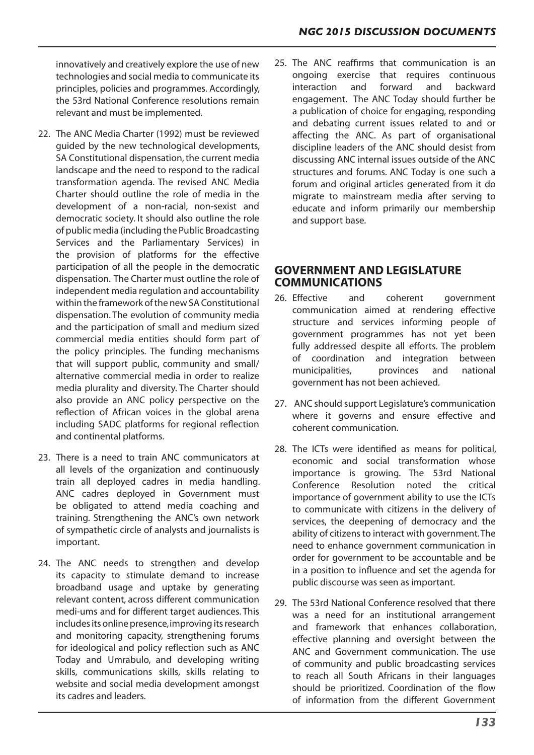innovatively and creatively explore the use of new technologies and social media to communicate its principles, policies and programmes. Accordingly, the 53rd National Conference resolutions remain relevant and must be implemented.

22. The ANC Media Charter (1992) must be reviewed guided by the new technological developments, SA Constitutional dispensation, the current media landscape and the need to respond to the radical transformation agenda. The revised ANC Media Charter should outline the role of media in the development of a non-racial, non-sexist and democratic society. It should also outline the role of public media (including the Public Broadcasting Services and the Parliamentary Services) in the provision of platforms for the effective participation of all the people in the democratic dispensation. The Charter must outline the role of independent media regulation and accountability within the framework of the new SA Constitutional dispensation. The evolution of community media and the participation of small and medium sized commercial media entities should form part of the policy principles. The funding mechanisms that will support public, community and small/ alternative commercial media in order to realize media plurality and diversity. The Charter should also provide an ANC policy perspective on the reflection of African voices in the global arena including SADC platforms for regional reflection and continental platforms.

23. There is a need to train ANC communicators at all levels of the organization and continuously train all deployed cadres in media handling. ANC cadres deployed in Government must be obligated to attend media coaching and training. Strengthening the ANC's own network of sympathetic circle of analysts and journalists is important.

24. The ANC needs to strengthen and develop its capacity to stimulate demand to increase broadband usage and uptake by generating relevant content, across different communication medi-ums and for different target audiences. This includes its online presence, improving its research and monitoring capacity, strengthening forums for ideological and policy reflection such as ANC Today and Umrabulo, and developing writing skills, communications skills, skills relating to website and social media development amongst its cadres and leaders.

25. The ANC reaffirms that communication is an ongoing exercise that requires continuous interaction and forward and backward engagement. The ANC Today should further be a publication of choice for engaging, responding and debating current issues related to and or affecting the ANC. As part of organisational discipline leaders of the ANC should desist from discussing ANC internal issues outside of the ANC structures and forums. ANC Today is one such a forum and original articles generated from it do migrate to mainstream media after serving to educate and inform primarily our membership and support base.

## GOVERNMENT AND LEGISLATURE COMMUNICATIONS

26. Effective and coherent government communication aimed at rendering effective structure and services informing people of government programmes has not yet been fully addressed despite all efforts. The problem of coordination and integration between municipalities, provinces and national government has not been achieved.

27. ANC should support Legislature's communication where it governs and ensure effective and coherent communication.

28. The ICTs were identified as means for political, economic and social transformation whose importance is growing. The 53rd National Conference Resolution noted the critical importance of government ability to use the ICTs to communicate with citizens in the delivery of services, the deepening of democracy and the ability of citizens to interact with government. The need to enhance government communication in order for government to be accountable and be in a position to influence and set the agenda for public discourse was seen as important.

29. The 53rd National Conference resolved that there was a need for an institutional arrangement and framework that enhances collaboration, effective planning and oversight between the ANC and Government communication. The use of community and public broadcasting services to reach all South Africans in their languages should be prioritized. Coordination of the flow of information from the different Government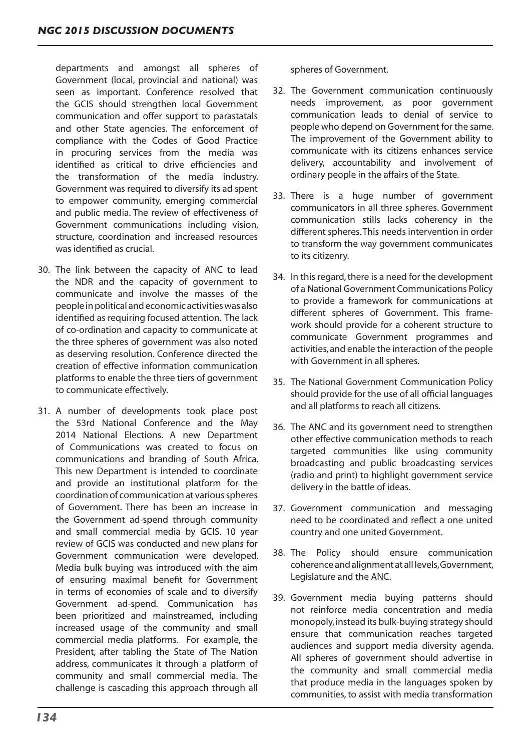departments and amongst all spheres of Government (local, provincial and national) was seen as important. Conference resolved that the GCIS should strengthen local Government communication and offer support to parastatals and other State agencies. The enforcement of compliance with the Codes of Good Practice in procuring services from the media was identified as critical to drive efficiencies and the transformation of the media industry. Government was required to diversify its ad spent to empower community, emerging commercial and public media. The review of effectiveness of Government communications including vision, structure, coordination and increased resources was identified as crucial.

30. The link between the capacity of ANC to lead the NDR and the capacity of government to communicate and involve the masses of the people in political and economic activities was also identified as requiring focused attention. The lack of co-ordination and capacity to communicate at the three spheres of government was also noted as deserving resolution. Conference directed the creation of effective information communication platforms to enable the three tiers of government to communicate effectively.

31. A number of developments took place post the 53rd National Conference and the May 2014 National Elections. A new Department of Communications was created to focus on communications and branding of South Africa. This new Department is intended to coordinate and provide an institutional platform for the coordination of communication at various spheres of Government. There has been an increase in the Government ad-spend through community and small commercial media by GCIS. 10 year review of GCIS was conducted and new plans for Government communication were developed. Media bulk buying was introduced with the aim of ensuring maximal benefit for Government in terms of economies of scale and to diversify Government ad-spend. Communication has been prioritized and mainstreamed, including increased usage of the community and small commercial media platforms. For example, the President, after tabling the State of The Nation address, communicates it through a platform of community and small commercial media. The challenge is cascading this approach through all spheres of Government.

32. The Government communication continuously needs improvement, as poor government communication leads to denial of service to people who depend on Government for the same. The improvement of the Government ability to communicate with its citizens enhances service delivery, accountability and involvement of ordinary people in the affairs of the State.

33. There is a huge number of government communicators in all three spheres. Government communication stills lacks coherency in the different spheres. This needs intervention in order to transform the way government communicates to its citizenry.

34. In this regard, there is a need for the development of a National Government Communications Policy to provide a framework for communications at different spheres of Government. This framework should provide for a coherent structure to communicate Government programmes and activities, and enable the interaction of the people with Government in all spheres.

35. The National Government Communication Policy should provide for the use of all official languages and all platforms to reach all citizens.

36. The ANC and its government need to strengthen other effective communication methods to reach targeted communities like using community broadcasting and public broadcasting services (radio and print) to highlight government service delivery in the battle of ideas.

37. Government communication and messaging need to be coordinated and reflect a one united country and one united Government.

38. The Policy should ensure communication coherence and alignment at all levels, Government, Legislature and the ANC.

39. Government media buying patterns should not reinforce media concentration and media monopoly, instead its bulk-buying strategy should ensure that communication reaches targeted audiences and support media diversity agenda. All spheres of government should advertise in the community and small commercial media that produce media in the languages spoken by communities, to assist with media transformation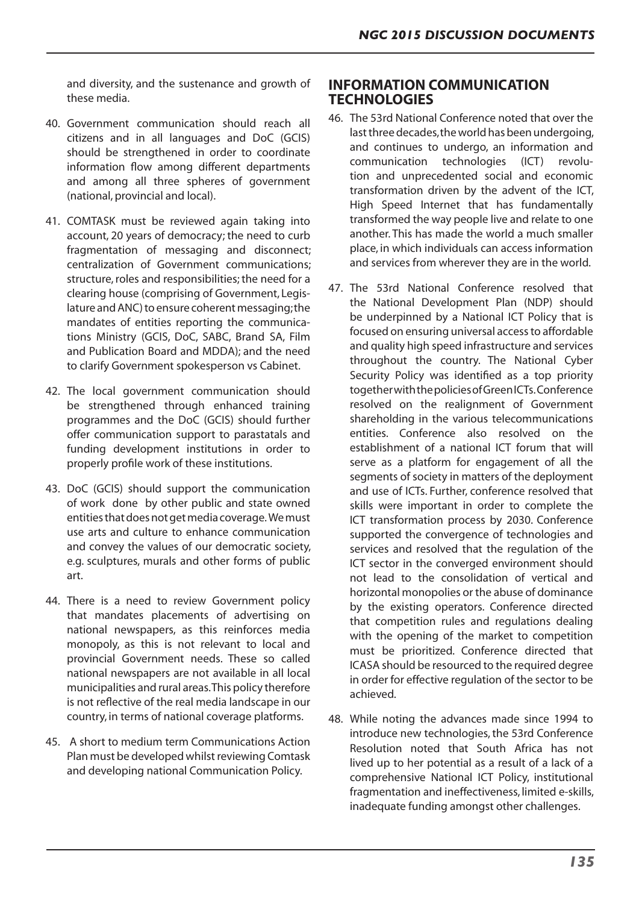and diversity, and the sustenance and growth of these media.

40. Government communication should reach all citizens and in all languages and DoC (GCIS) should be strengthened in order to coordinate information flow among different departments and among all three spheres of government (national, provincial and local).

41. COMTASK must be reviewed again taking into account, 20 years of democracy; the need to curb fragmentation of messaging and disconnect; centralization of Government communications; structure, roles and responsibilities; the need for a clearing house (comprising of Government, Legislature and ANC) to ensure coherent messaging; the mandates of entities reporting the communications Ministry (GCIS, DoC, SABC, Brand SA, Film and Publication Board and MDDA); and the need to clarify Government spokesperson vs Cabinet.

42. The local government communication should be strengthened through enhanced training programmes and the DoC (GCIS) should further offer communication support to parastatals and funding development institutions in order to properly profile work of these institutions.

43. DoC (GCIS) should support the communication of work done by other public and state owned entities that does not get media coverage. We must use arts and culture to enhance communication and convey the values of our democratic society, e.g. sculptures, murals and other forms of public art.

44. There is a need to review Government policy that mandates placements of advertising on national newspapers, as this reinforces media monopoly, as this is not relevant to local and provincial Government needs. These so called national newspapers are not available in all local municipalities and rural areas. This policy therefore is not reflective of the real media landscape in our country, in terms of national coverage platforms.

45. A short to medium term Communications Action Plan must be developed whilst reviewing Comtask and developing national Communication Policy.

## INFORMATION COMMUNICATION TECHNOLOGIES

46. The 53rd National Conference noted that over the last three decades, the world has been undergoing, and continues to undergo, an information and communication technologies (ICT) revolution and unprecedented social and economic transformation driven by the advent of the ICT, High Speed Internet that has fundamentally transformed the way people live and relate to one another. This has made the world a much smaller place, in which individuals can access information and services from wherever they are in the world.

47. The 53rd National Conference resolved that the National Development Plan (NDP) should be underpinned by a National ICT Policy that is focused on ensuring universal access to affordable and quality high speed infrastructure and services throughout the country. The National Cyber Security Policy was identified as a top priority together with the policies of Green ICTs. Conference resolved on the realignment of Government shareholding in the various telecommunications entities. Conference also resolved on the establishment of a national ICT forum that will serve as a platform for engagement of all the segments of society in matters of the deployment and use of ICTs. Further, conference resolved that skills were important in order to complete the ICT transformation process by 2030. Conference supported the convergence of technologies and services and resolved that the regulation of the ICT sector in the converged environment should not lead to the consolidation of vertical and horizontal monopolies or the abuse of dominance by the existing operators. Conference directed that competition rules and regulations dealing with the opening of the market to competition must be prioritized. Conference directed that ICASA should be resourced to the required degree in order for effective regulation of the sector to be achieved.

48. While noting the advances made since 1994 to introduce new technologies, the 53rd Conference Resolution noted that South Africa has not lived up to her potential as a result of a lack of a comprehensive National ICT Policy, institutional fragmentation and ineffectiveness, limited e-skills, inadequate funding amongst other challenges.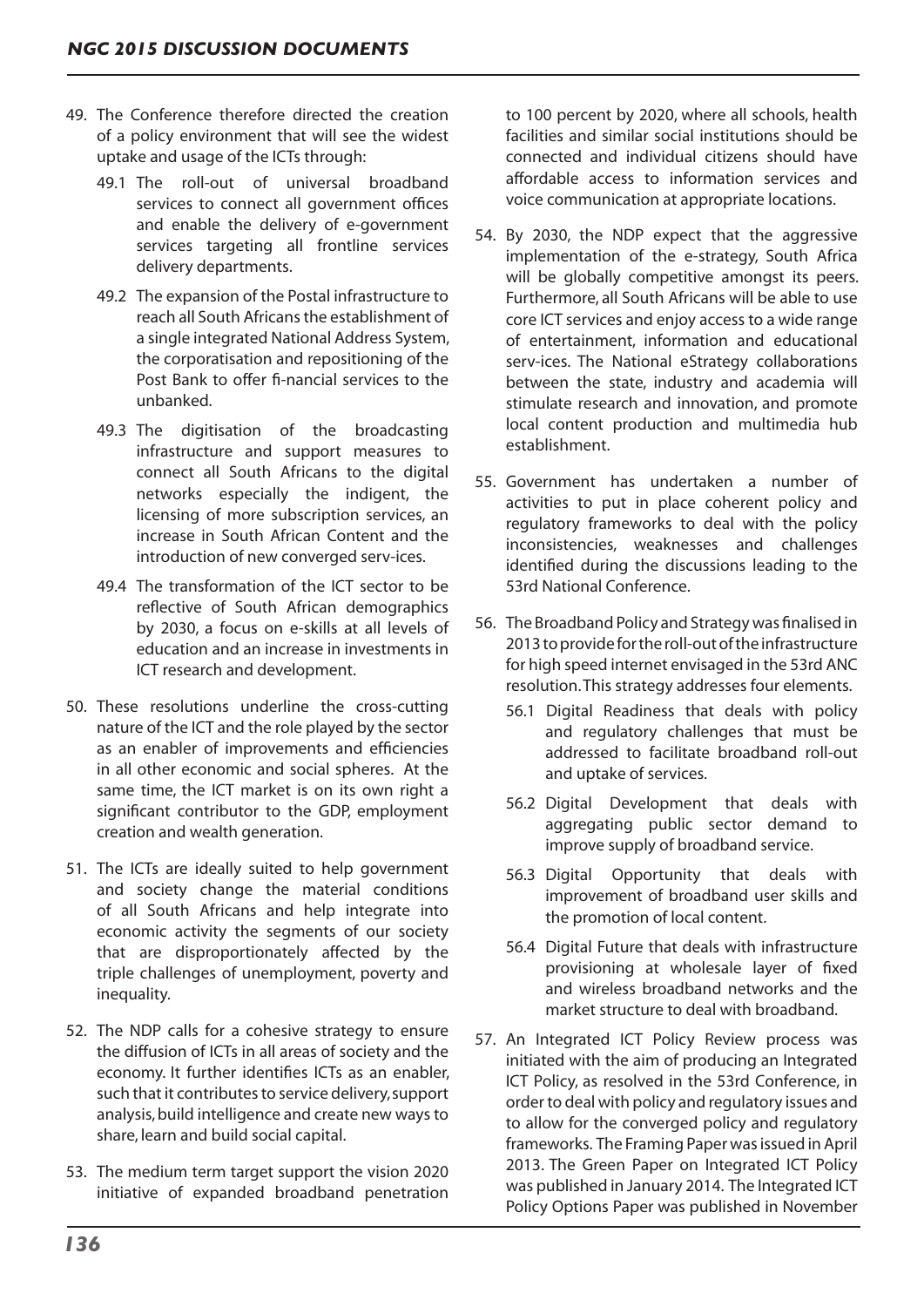49. The Conference therefore directed the creation of a policy environment that will see the widest uptake and usage of the ICTs through:

    49.1 The roll-out of universal broadband services to connect all government offices and enable the delivery of e-government services targeting all frontline services delivery departments.

    49.2 The expansion of the Postal infrastructure to reach all South Africans the establishment of a single integrated National Address System, the corporatisation and repositioning of the Post Bank to offer fi-nancial services to the unbanked.

    49.3 The digitisation of the broadcasting infrastructure and support measures to connect all South Africans to the digital networks especially the indigent, the licensing of more subscription services, an increase in South African Content and the introduction of new converged serv-ices.

    49.4 The transformation of the ICT sector to be reflective of South African demographics by 2030, a focus on e-skills at all levels of education and an increase in investments in ICT research and development.

50. These resolutions underline the cross-cutting nature of the ICT and the role played by the sector as an enabler of improvements and efficiencies in all other economic and social spheres. At the same time, the ICT market is on its own right a significant contributor to the GDP, employment creation and wealth generation.

51. The ICTs are ideally suited to help government and society change the material conditions of all South Africans and help integrate into economic activity the segments of our society that are disproportionately affected by the triple challenges of unemployment, poverty and inequality.

52. The NDP calls for a cohesive strategy to ensure the diffusion of ICTs in all areas of society and the economy. It further identifies ICTs as an enabler, such that it contributes to service delivery, support analysis, build intelligence and create new ways to share, learn and build social capital.

53. The medium term target support the vision 2020 initiative of expanded broadband penetration to 100 percent by 2020, where all schools, health facilities and similar social institutions should be connected and individual citizens should have affordable access to information services and voice communication at appropriate locations.

54. By 2030, the NDP expect that the aggressive implementation of the e-strategy, South Africa will be globally competitive amongst its peers. Furthermore, all South Africans will be able to use core ICT services and enjoy access to a wide range of entertainment, information and educational serv-ices. The National eStrategy collaborations between the state, industry and academia will stimulate research and innovation, and promote local content production and multimedia hub establishment.

55. Government has undertaken a number of activities to put in place coherent policy and regulatory frameworks to deal with the policy inconsistencies, weaknesses and challenges identified during the discussions leading to the 53rd National Conference.

56. The Broadband Policy and Strategy was finalised in 2013 to provide for the roll-out of the infrastructure for high speed internet envisaged in the 53rd ANC resolution. This strategy addresses four elements.

    56.1 Digital Readiness that deals with policy and regulatory challenges that must be addressed to facilitate broadband roll-out and uptake of services.

    56.2 Digital Development that deals with aggregating public sector demand to improve supply of broadband service.

    56.3 Digital Opportunity that deals with improvement of broadband user skills and the promotion of local content.

    56.4 Digital Future that deals with infrastructure provisioning at wholesale layer of fixed and wireless broadband networks and the market structure to deal with broadband.

57. An Integrated ICT Policy Review process was initiated with the aim of producing an Integrated ICT Policy, as resolved in the 53rd Conference, in order to deal with policy and regulatory issues and to allow for the converged policy and regulatory frameworks. The Framing Paper was issued in April 2013. The Green Paper on Integrated ICT Policy was published in January 2014. The Integrated ICT Policy Options Paper was published in November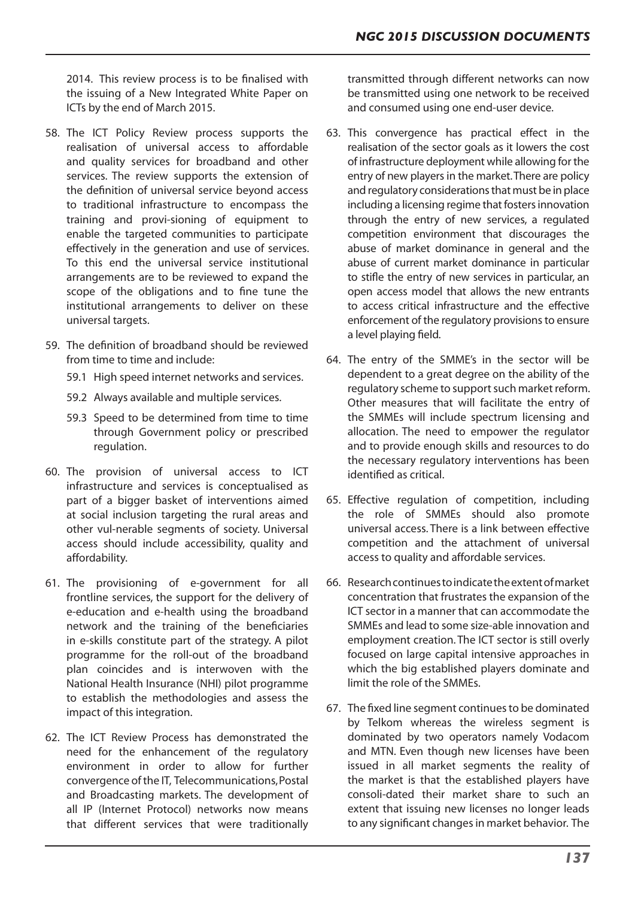2014. This review process is to be finalised with the issuing of a New Integrated White Paper on ICTs by the end of March 2015.

58. The ICT Policy Review process supports the realisation of universal access to affordable and quality services for broadband and other services. The review supports the extension of the definition of universal service beyond access to traditional infrastructure to encompass the training and provi-sioning of equipment to enable the targeted communities to participate effectively in the generation and use of services. To this end the universal service institutional arrangements are to be reviewed to expand the scope of the obligations and to fine tune the institutional arrangements to deliver on these universal targets.

59. The definition of broadband should be reviewed from time to time and include:

    59.1 High speed internet networks and services.

    59.2 Always available and multiple services.

    59.3 Speed to be determined from time to time through Government policy or prescribed regulation.

60. The provision of universal access to ICT infrastructure and services is conceptualised as part of a bigger basket of interventions aimed at social inclusion targeting the rural areas and other vul-nerable segments of society. Universal access should include accessibility, quality and affordability.

61. The provisioning of e-government for all frontline services, the support for the delivery of e-education and e-health using the broadband network and the training of the beneficiaries in e-skills constitute part of the strategy. A pilot programme for the roll-out of the broadband plan coincides and is interwoven with the National Health Insurance (NHI) pilot programme to establish the methodologies and assess the impact of this integration.

62. The ICT Review Process has demonstrated the need for the enhancement of the regulatory environment in order to allow for further convergence of the IT, Telecommunications, Postal and Broadcasting markets. The development of all IP (Internet Protocol) networks now means that different services that were traditionally transmitted through different networks can now be transmitted using one network to be received and consumed using one end-user device.

63. This convergence has practical effect in the realisation of the sector goals as it lowers the cost of infrastructure deployment while allowing for the entry of new players in the market. There are policy and regulatory considerations that must be in place including a licensing regime that fosters innovation through the entry of new services, a regulated competition environment that discourages the abuse of market dominance in general and the abuse of current market dominance in particular to stifle the entry of new services in particular, an open access model that allows the new entrants to access critical infrastructure and the effective enforcement of the regulatory provisions to ensure a level playing field.

64. The entry of the SMME's in the sector will be dependent to a great degree on the ability of the regulatory scheme to support such market reform. Other measures that will facilitate the entry of the SMMEs will include spectrum licensing and allocation. The need to empower the regulator and to provide enough skills and resources to do the necessary regulatory interventions has been identified as critical.

65. Effective regulation of competition, including the role of SMMEs should also promote universal access. There is a link between effective competition and the attachment of universal access to quality and affordable services.

66. Research continues to indicate the extent of market concentration that frustrates the expansion of the ICT sector in a manner that can accommodate the SMMEs and lead to some size-able innovation and employment creation. The ICT sector is still overly focused on large capital intensive approaches in which the big established players dominate and limit the role of the SMMEs.

67. The fixed line segment continues to be dominated by Telkom whereas the wireless segment is dominated by two operators namely Vodacom and MTN. Even though new licenses have been issued in all market segments the reality of the market is that the established players have consoli-dated their market share to such an extent that issuing new licenses no longer leads to any significant changes in market behavior. The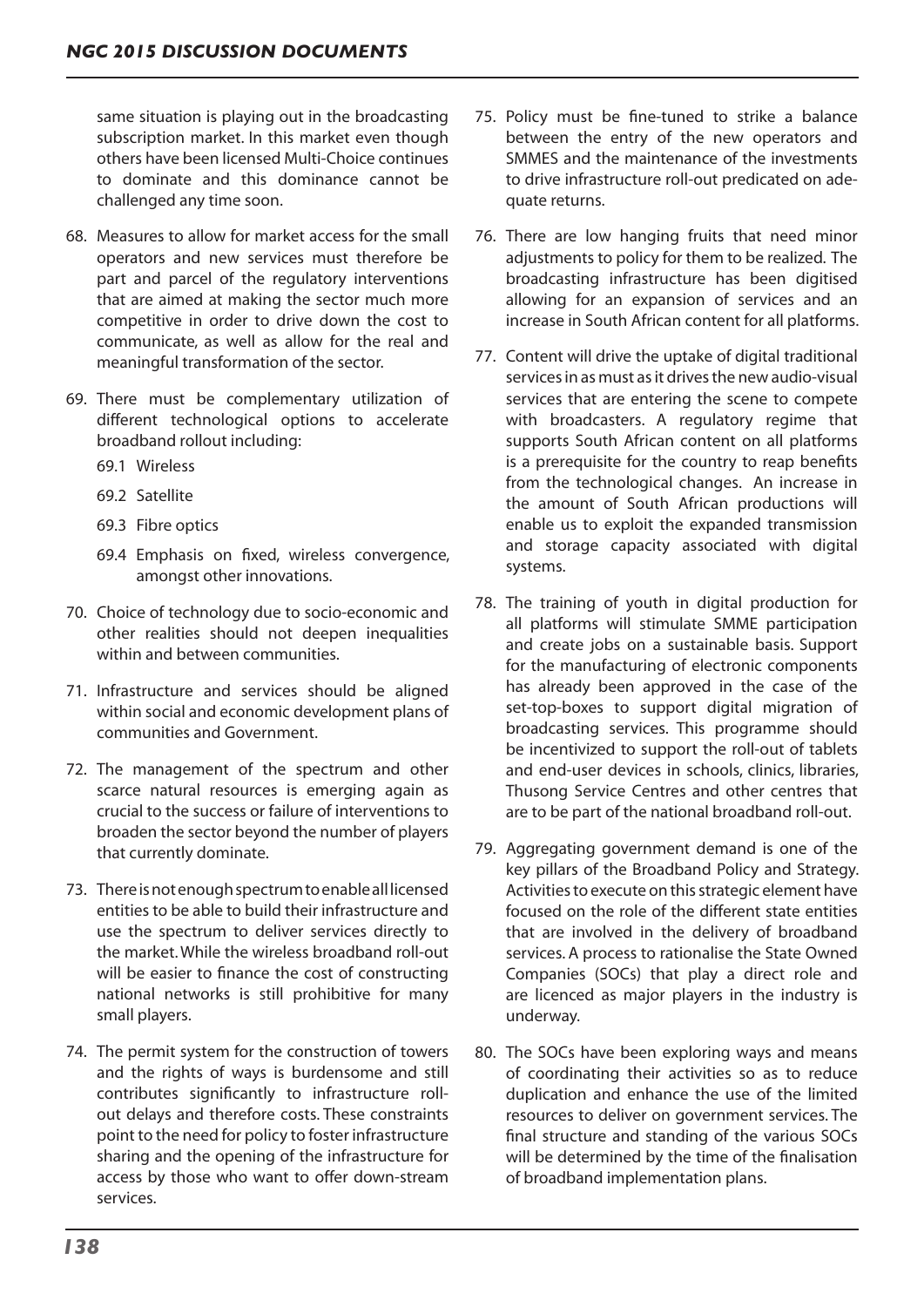same situation is playing out in the broadcasting subscription market. In this market even though others have been licensed Multi-Choice continues to dominate and this dominance cannot be challenged any time soon.

68. Measures to allow for market access for the small operators and new services must therefore be part and parcel of the regulatory interventions that are aimed at making the sector much more competitive in order to drive down the cost to communicate, as well as allow for the real and meaningful transformation of the sector.

69. There must be complementary utilization of different technological options to accelerate broadband rollout including:

    69.1 Wireless

    69.2 Satellite

    69.3 Fibre optics

    69.4 Emphasis on fixed, wireless convergence, amongst other innovations.

70. Choice of technology due to socio-economic and other realities should not deepen inequalities within and between communities.

71. Infrastructure and services should be aligned within social and economic development plans of communities and Government.

72. The management of the spectrum and other scarce natural resources is emerging again as crucial to the success or failure of interventions to broaden the sector beyond the number of players that currently dominate.

73. There is not enough spectrum to enable all licensed entities to be able to build their infrastructure and use the spectrum to deliver services directly to the market. While the wireless broadband roll-out will be easier to finance the cost of constructing national networks is still prohibitive for many small players.

74. The permit system for the construction of towers and the rights of ways is burdensome and still contributes significantly to infrastructure roll-out delays and therefore costs. These constraints point to the need for policy to foster infrastructure sharing and the opening of the infrastructure for access by those who want to offer down-stream services.

75. Policy must be fine-tuned to strike a balance between the entry of the new operators and SMMES and the maintenance of the investments to drive infrastructure roll-out predicated on adequate returns.

76. There are low hanging fruits that need minor adjustments to policy for them to be realized. The broadcasting infrastructure has been digitised allowing for an expansion of services and an increase in South African content for all platforms.

77. Content will drive the uptake of digital traditional services in as must as it drives the new audio-visual services that are entering the scene to compete with broadcasters. A regulatory regime that supports South African content on all platforms is a prerequisite for the country to reap benefits from the technological changes. An increase in the amount of South African productions will enable us to exploit the expanded transmission and storage capacity associated with digital systems.

78. The training of youth in digital production for all platforms will stimulate SMME participation and create jobs on a sustainable basis. Support for the manufacturing of electronic components has already been approved in the case of the set-top-boxes to support digital migration of broadcasting services. This programme should be incentivized to support the roll-out of tablets and end-user devices in schools, clinics, libraries, Thusong Service Centres and other centres that are to be part of the national broadband roll-out.

79. Aggregating government demand is one of the key pillars of the Broadband Policy and Strategy. Activities to execute on this strategic element have focused on the role of the different state entities that are involved in the delivery of broadband services. A process to rationalise the State Owned Companies (SOCs) that play a direct role and are licenced as major players in the industry is underway.

80. The SOCs have been exploring ways and means of coordinating their activities so as to reduce duplication and enhance the use of the limited resources to deliver on government services. The final structure and standing of the various SOCs will be determined by the time of the finalisation of broadband implementation plans.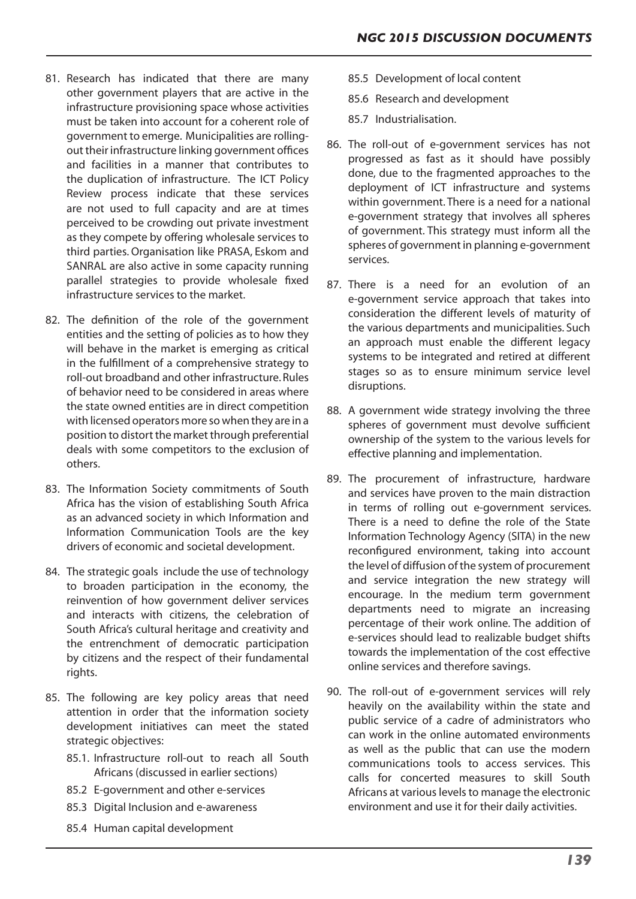81. Research has indicated that there are many other government players that are active in the infrastructure provisioning space whose activities must be taken into account for a coherent role of government to emerge. Municipalities are rolling-out their infrastructure linking government offices and facilities in a manner that contributes to the duplication of infrastructure. The ICT Policy Review process indicate that these services are not used to full capacity and are at times perceived to be crowding out private investment as they compete by offering wholesale services to third parties. Organisation like PRASA, Eskom and SANRAL are also active in some capacity running parallel strategies to provide wholesale fixed infrastructure services to the market.

82. The definition of the role of the government entities and the setting of policies as to how they will behave in the market is emerging as critical in the fulfillment of a comprehensive strategy to roll-out broadband and other infrastructure. Rules of behavior need to be considered in areas where the state owned entities are in direct competition with licensed operators more so when they are in a position to distort the market through preferential deals with some competitors to the exclusion of others.

83. The Information Society commitments of South Africa has the vision of establishing South Africa as an advanced society in which Information and Information Communication Tools are the key drivers of economic and societal development.

84. The strategic goals include the use of technology to broaden participation in the economy, the reinvention of how government deliver services and interacts with citizens, the celebration of South Africa's cultural heritage and creativity and the entrenchment of democratic participation by citizens and the respect of their fundamental rights.

85. The following are key policy areas that need attention in order that the information society development initiatives can meet the stated strategic objectives:

    85.1. Infrastructure roll-out to reach all South Africans (discussed in earlier sections)

    85.2 E-government and other e-services

    85.3 Digital Inclusion and e-awareness

    85.4 Human capital development

    85.5 Development of local content

    85.6 Research and development

    85.7 Industrialisation.

86. The roll-out of e-government services has not progressed as fast as it should have possibly done, due to the fragmented approaches to the deployment of ICT infrastructure and systems within government. There is a need for a national e-government strategy that involves all spheres of government. This strategy must inform all the spheres of government in planning e-government services.

87. There is a need for an evolution of an e-government service approach that takes into consideration the different levels of maturity of the various departments and municipalities. Such an approach must enable the different legacy systems to be integrated and retired at different stages so as to ensure minimum service level disruptions.

88. A government wide strategy involving the three spheres of government must devolve sufficient ownership of the system to the various levels for effective planning and implementation.

89. The procurement of infrastructure, hardware and services have proven to the main distraction in terms of rolling out e-government services. There is a need to define the role of the State Information Technology Agency (SITA) in the new reconfigured environment, taking into account the level of diffusion of the system of procurement and service integration the new strategy will encourage. In the medium term government departments need to migrate an increasing percentage of their work online. The addition of e-services should lead to realizable budget shifts towards the implementation of the cost effective online services and therefore savings.

90. The roll-out of e-government services will rely heavily on the availability within the state and public service of a cadre of administrators who can work in the online automated environments as well as the public that can use the modern communications tools to access services. This calls for concerted measures to skill South Africans at various levels to manage the electronic environment and use it for their daily activities.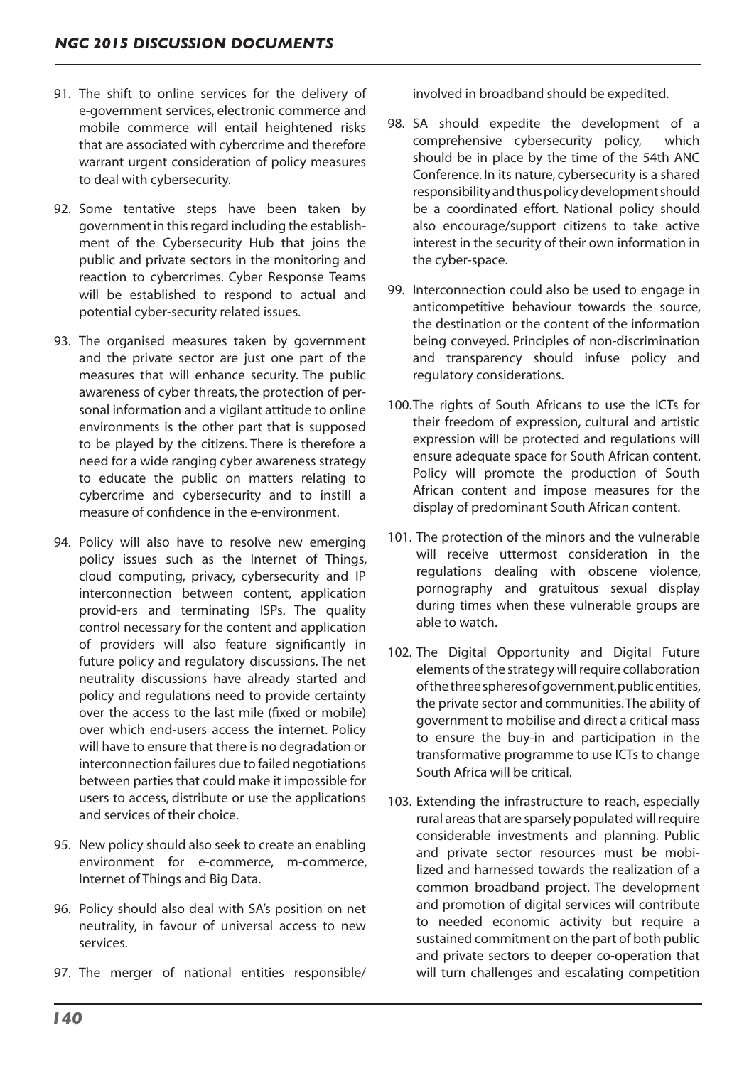91. The shift to online services for the delivery of e-government services, electronic commerce and mobile commerce will entail heightened risks that are associated with cybercrime and therefore warrant urgent consideration of policy measures to deal with cybersecurity.

92. Some tentative steps have been taken by government in this regard including the establishment of the Cybersecurity Hub that joins the public and private sectors in the monitoring and reaction to cybercrimes. Cyber Response Teams will be established to respond to actual and potential cyber-security related issues.

93. The organised measures taken by government and the private sector are just one part of the measures that will enhance security. The public awareness of cyber threats, the protection of personal information and a vigilant attitude to online environments is the other part that is supposed to be played by the citizens. There is therefore a need for a wide ranging cyber awareness strategy to educate the public on matters relating to cybercrime and cybersecurity and to instill a measure of confidence in the e-environment.

94. Policy will also have to resolve new emerging policy issues such as the Internet of Things, cloud computing, privacy, cybersecurity and IP interconnection between content, application provid-ers and terminating ISPs. The quality control necessary for the content and application of providers will also feature significantly in future policy and regulatory discussions. The net neutrality discussions have already started and policy and regulations need to provide certainty over the access to the last mile (fixed or mobile) over which end-users access the internet. Policy will have to ensure that there is no degradation or interconnection failures due to failed negotiations between parties that could make it impossible for users to access, distribute or use the applications and services of their choice.

95. New policy should also seek to create an enabling environment for e-commerce, m-commerce, Internet of Things and Big Data.

96. Policy should also deal with SA's position on net neutrality, in favour of universal access to new services.

97. The merger of national entities responsible/ involved in broadband should be expedited.

98. SA should expedite the development of a comprehensive cybersecurity policy, which should be in place by the time of the 54th ANC Conference. In its nature, cybersecurity is a shared responsibility and thus policy development should be a coordinated effort. National policy should also encourage/support citizens to take active interest in the security of their own information in the cyber-space.

99. Interconnection could also be used to engage in anticompetitive behaviour towards the source, the destination or the content of the information being conveyed. Principles of non-discrimination and transparency should infuse policy and regulatory considerations.

100. The rights of South Africans to use the ICTs for their freedom of expression, cultural and artistic expression will be protected and regulations will ensure adequate space for South African content. Policy will promote the production of South African content and impose measures for the display of predominant South African content.

101. The protection of the minors and the vulnerable will receive uttermost consideration in the regulations dealing with obscene violence, pornography and gratuitous sexual display during times when these vulnerable groups are able to watch.

102. The Digital Opportunity and Digital Future elements of the strategy will require collaboration of the three spheres of government, public entities, the private sector and communities. The ability of government to mobilise and direct a critical mass to ensure the buy-in and participation in the transformative programme to use ICTs to change South Africa will be critical.

103. Extending the infrastructure to reach, especially rural areas that are sparsely populated will require considerable investments and planning. Public and private sector resources must be mobilized and harnessed towards the realization of a common broadband project. The development and promotion of digital services will contribute to needed economic activity but require a sustained commitment on the part of both public and private sectors to deeper co-operation that will turn challenges and escalating competition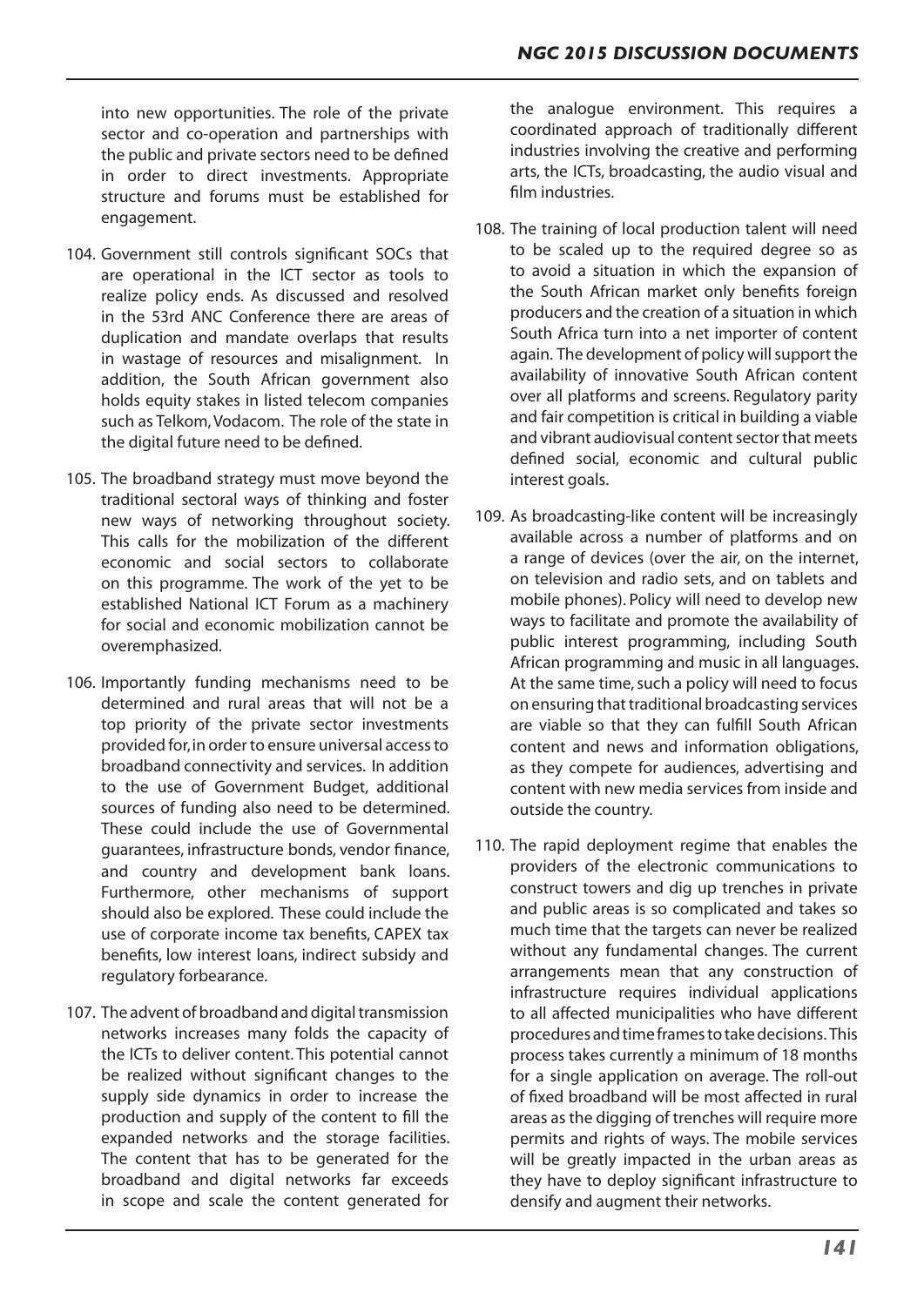into new opportunities. The role of the private sector and co-operation and partnerships with the public and private sectors need to be defined in order to direct investments. Appropriate structure and forums must be established for engagement.

104. Government still controls significant SOCs that are operational in the ICT sector as tools to realize policy ends. As discussed and resolved in the 53rd ANC Conference there are areas of duplication and mandate overlaps that results in wastage of resources and misalignment. In addition, the South African government also holds equity stakes in listed telecom companies such as Telkom, Vodacom. The role of the state in the digital future need to be defined.

105. The broadband strategy must move beyond the traditional sectoral ways of thinking and foster new ways of networking throughout society. This calls for the mobilization of the different economic and social sectors to collaborate on this programme. The work of the yet to be established National ICT Forum as a machinery for social and economic mobilization cannot be overemphasized.

106. Importantly funding mechanisms need to be determined and rural areas that will not be a top priority of the private sector investments provided for, in order to ensure universal access to broadband connectivity and services. In addition to the use of Government Budget, additional sources of funding also need to be determined. These could include the use of Governmental guarantees, infrastructure bonds, vendor finance, and country and development bank loans. Furthermore, other mechanisms of support should also be explored. These could include the use of corporate income tax benefits, CAPEX tax benefits, low interest loans, indirect subsidy and regulatory forbearance.

107. The advent of broadband and digital transmission networks increases many folds the capacity of the ICTs to deliver content. This potential cannot be realized without significant changes to the supply side dynamics in order to increase the production and supply of the content to fill the expanded networks and the storage facilities. The content that has to be generated for the broadband and digital networks far exceeds in scope and scale the content generated for the analogue environment. This requires a coordinated approach of traditionally different industries involving the creative and performing arts, the ICTs, broadcasting, the audio visual and film industries.

108. The training of local production talent will need to be scaled up to the required degree so as to avoid a situation in which the expansion of the South African market only benefits foreign producers and the creation of a situation in which South Africa turn into a net importer of content again. The development of policy will support the availability of innovative South African content over all platforms and screens. Regulatory parity and fair competition is critical in building a viable and vibrant audiovisual content sector that meets defined social, economic and cultural public interest goals.

109. As broadcasting-like content will be increasingly available across a number of platforms and on a range of devices (over the air, on the internet, on television and radio sets, and on tablets and mobile phones). Policy will need to develop new ways to facilitate and promote the availability of public interest programming, including South African programming and music in all languages. At the same time, such a policy will need to focus on ensuring that traditional broadcasting services are viable so that they can fulfill South African content and news and information obligations, as they compete for audiences, advertising and content with new media services from inside and outside the country.

110. The rapid deployment regime that enables the providers of the electronic communications to construct towers and dig up trenches in private and public areas is so complicated and takes so much time that the targets can never be realized without any fundamental changes. The current arrangements mean that any construction of infrastructure requires individual applications to all affected municipalities who have different procedures and time frames to take decisions. This process takes currently a minimum of 18 months for a single application on average. The roll-out of fixed broadband will be most affected in rural areas as the digging of trenches will require more permits and rights of ways. The mobile services will be greatly impacted in the urban areas as they have to deploy significant infrastructure to densify and augment their networks.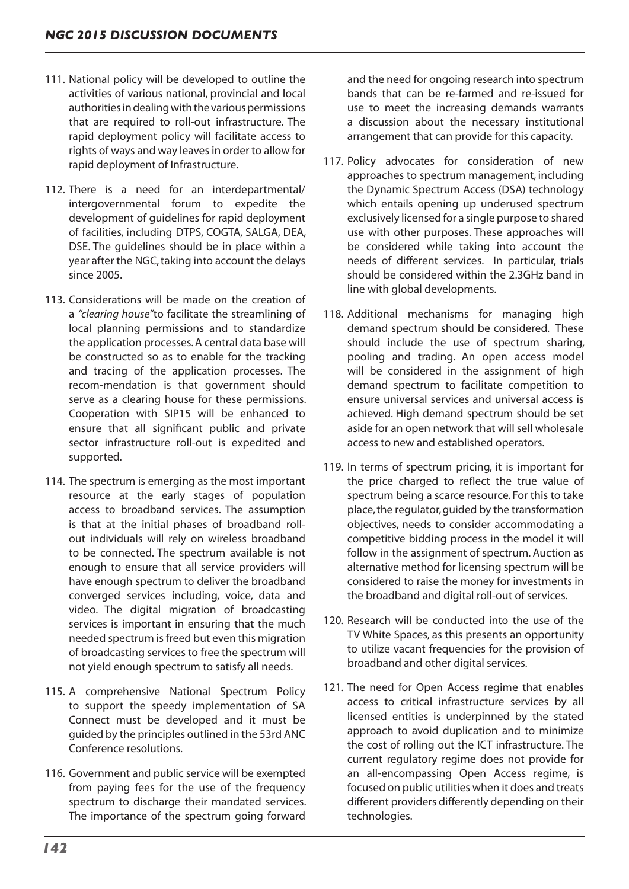111. National policy will be developed to outline the activities of various national, provincial and local authorities in dealing with the various permissions that are required to roll-out infrastructure. The rapid deployment policy will facilitate access to rights of ways and way leaves in order to allow for rapid deployment of Infrastructure.

112. There is a need for an interdepartmental/ intergovernmental forum to expedite the development of guidelines for rapid deployment of facilities, including DTPS, COGTA, SALGA, DEA, DSE. The guidelines should be in place within a year after the NGC, taking into account the delays since 2005.

113. Considerations will be made on the creation of a *"clearing house"* to facilitate the streamlining of local planning permissions and to standardize the application processes. A central data base will be constructed so as to enable for the tracking and tracing of the application processes. The recom-mendation is that government should serve as a clearing house for these permissions. Cooperation with SIP15 will be enhanced to ensure that all significant public and private sector infrastructure roll-out is expedited and supported.

114. The spectrum is emerging as the most important resource at the early stages of population access to broadband services. The assumption is that at the initial phases of broadband roll-out individuals will rely on wireless broadband to be connected. The spectrum available is not enough to ensure that all service providers will have enough spectrum to deliver the broadband converged services including, voice, data and video. The digital migration of broadcasting services is important in ensuring that the much needed spectrum is freed but even this migration of broadcasting services to free the spectrum will not yield enough spectrum to satisfy all needs.

115. A comprehensive National Spectrum Policy to support the speedy implementation of SA Connect must be developed and it must be guided by the principles outlined in the 53rd ANC Conference resolutions.

116. Government and public service will be exempted from paying fees for the use of the frequency spectrum to discharge their mandated services. The importance of the spectrum going forward and the need for ongoing research into spectrum bands that can be re-farmed and re-issued for use to meet the increasing demands warrants a discussion about the necessary institutional arrangement that can provide for this capacity.

117. Policy advocates for consideration of new approaches to spectrum management, including the Dynamic Spectrum Access (DSA) technology which entails opening up underused spectrum exclusively licensed for a single purpose to shared use with other purposes. These approaches will be considered while taking into account the needs of different services. In particular, trials should be considered within the 2.3GHz band in line with global developments.

118. Additional mechanisms for managing high demand spectrum should be considered. These should include the use of spectrum sharing, pooling and trading. An open access model will be considered in the assignment of high demand spectrum to facilitate competition to ensure universal services and universal access is achieved. High demand spectrum should be set aside for an open network that will sell wholesale access to new and established operators.

119. In terms of spectrum pricing, it is important for the price charged to reflect the true value of spectrum being a scarce resource. For this to take place, the regulator, guided by the transformation objectives, needs to consider accommodating a competitive bidding process in the model it will follow in the assignment of spectrum. Auction as alternative method for licensing spectrum will be considered to raise the money for investments in the broadband and digital roll-out of services.

120. Research will be conducted into the use of the TV White Spaces, as this presents an opportunity to utilize vacant frequencies for the provision of broadband and other digital services.

121. The need for Open Access regime that enables access to critical infrastructure services by all licensed entities is underpinned by the stated approach to avoid duplication and to minimize the cost of rolling out the ICT infrastructure. The current regulatory regime does not provide for an all-encompassing Open Access regime, is focused on public utilities when it does and treats different providers differently depending on their technologies.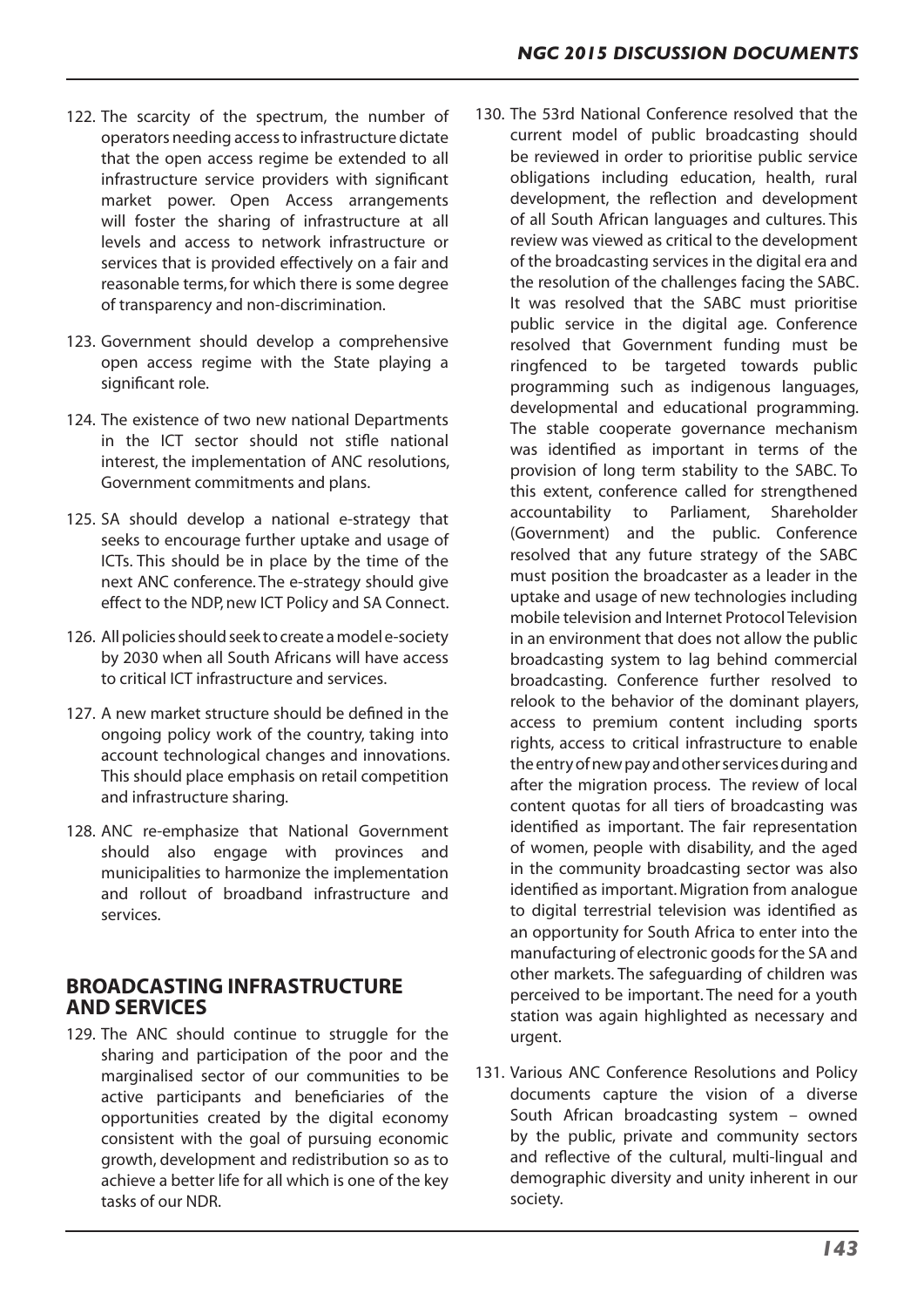122. The scarcity of the spectrum, the number of operators needing access to infrastructure dictate that the open access regime be extended to all infrastructure service providers with significant market power. Open Access arrangements will foster the sharing of infrastructure at all levels and access to network infrastructure or services that is provided effectively on a fair and reasonable terms, for which there is some degree of transparency and non-discrimination.

123. Government should develop a comprehensive open access regime with the State playing a significant role.

124. The existence of two new national Departments in the ICT sector should not stifle national interest, the implementation of ANC resolutions, Government commitments and plans.

125. SA should develop a national e-strategy that seeks to encourage further uptake and usage of ICTs. This should be in place by the time of the next ANC conference. The e-strategy should give effect to the NDP, new ICT Policy and SA Connect.

126. All policies should seek to create a model e-society by 2030 when all South Africans will have access to critical ICT infrastructure and services.

127. A new market structure should be defined in the ongoing policy work of the country, taking into account technological changes and innovations. This should place emphasis on retail competition and infrastructure sharing.

128. ANC re-emphasize that National Government should also engage with provinces and municipalities to harmonize the implementation and rollout of broadband infrastructure and services.

## BROADCASTING INFRASTRUCTURE AND SERVICES

129. The ANC should continue to struggle for the sharing and participation of the poor and the marginalised sector of our communities to be active participants and beneficiaries of the opportunities created by the digital economy consistent with the goal of pursuing economic growth, development and redistribution so as to achieve a better life for all which is one of the key tasks of our NDR.

130. The 53rd National Conference resolved that the current model of public broadcasting should be reviewed in order to prioritise public service obligations including education, health, rural development, the reflection and development of all South African languages and cultures. This review was viewed as critical to the development of the broadcasting services in the digital era and the resolution of the challenges facing the SABC. It was resolved that the SABC must prioritise public service in the digital age. Conference resolved that Government funding must be ringfenced to be targeted towards public programming such as indigenous languages, developmental and educational programming. The stable cooperate governance mechanism was identified as important in terms of the provision of long term stability to the SABC. To this extent, conference called for strengthened accountability to Parliament, Shareholder (Government) and the public. Conference resolved that any future strategy of the SABC must position the broadcaster as a leader in the uptake and usage of new technologies including mobile television and Internet Protocol Television in an environment that does not allow the public broadcasting system to lag behind commercial broadcasting. Conference further resolved to relook to the behavior of the dominant players, access to premium content including sports rights, access to critical infrastructure to enable the entry of new pay and other services during and after the migration process. The review of local content quotas for all tiers of broadcasting was identified as important. The fair representation of women, people with disability, and the aged in the community broadcasting sector was also identified as important. Migration from analogue to digital terrestrial television was identified as an opportunity for South Africa to enter into the manufacturing of electronic goods for the SA and other markets. The safeguarding of children was perceived to be important. The need for a youth station was again highlighted as necessary and urgent.

131. Various ANC Conference Resolutions and Policy documents capture the vision of a diverse South African broadcasting system – owned by the public, private and community sectors and reflective of the cultural, multi-lingual and demographic diversity and unity inherent in our society.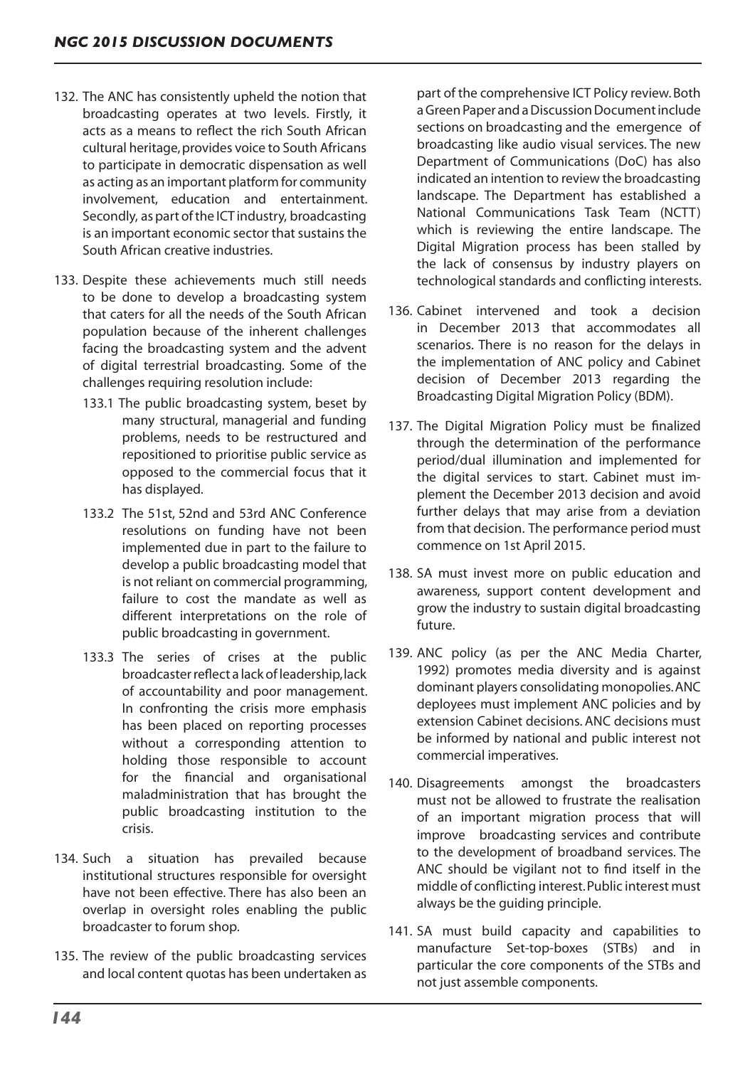132. The ANC has consistently upheld the notion that broadcasting operates at two levels. Firstly, it acts as a means to reflect the rich South African cultural heritage, provides voice to South Africans to participate in democratic dispensation as well as acting as an important platform for community involvement, education and entertainment. Secondly, as part of the ICT industry, broadcasting is an important economic sector that sustains the South African creative industries.

133. Despite these achievements much still needs to be done to develop a broadcasting system that caters for all the needs of the South African population because of the inherent challenges facing the broadcasting system and the advent of digital terrestrial broadcasting. Some of the challenges requiring resolution include:

    133.1 The public broadcasting system, beset by many structural, managerial and funding problems, needs to be restructured and repositioned to prioritise public service as opposed to the commercial focus that it has displayed.

    133.2 The 51st, 52nd and 53rd ANC Conference resolutions on funding have not been implemented due in part to the failure to develop a public broadcasting model that is not reliant on commercial programming, failure to cost the mandate as well as different interpretations on the role of public broadcasting in government.

    133.3 The series of crises at the public broadcaster reflect a lack of leadership, lack of accountability and poor management. In confronting the crisis more emphasis has been placed on reporting processes without a corresponding attention to holding those responsible to account for the financial and organisational maladministration that has brought the public broadcasting institution to the crisis.

134. Such a situation has prevailed because institutional structures responsible for oversight have not been effective. There has also been an overlap in oversight roles enabling the public broadcaster to forum shop.

135. The review of the public broadcasting services and local content quotas has been undertaken as part of the comprehensive ICT Policy review. Both a Green Paper and a Discussion Document include sections on broadcasting and the emergence of broadcasting like audio visual services. The new Department of Communications (DoC) has also indicated an intention to review the broadcasting landscape. The Department has established a National Communications Task Team (NCTT) which is reviewing the entire landscape. The Digital Migration process has been stalled by the lack of consensus by industry players on technological standards and conflicting interests.

136. Cabinet intervened and took a decision in December 2013 that accommodates all scenarios. There is no reason for the delays in the implementation of ANC policy and Cabinet decision of December 2013 regarding the Broadcasting Digital Migration Policy (BDM).

137. The Digital Migration Policy must be finalized through the determination of the performance period/dual illumination and implemented for the digital services to start. Cabinet must implement the December 2013 decision and avoid further delays that may arise from a deviation from that decision. The performance period must commence on 1st April 2015.

138. SA must invest more on public education and awareness, support content development and grow the industry to sustain digital broadcasting future.

139. ANC policy (as per the ANC Media Charter, 1992) promotes media diversity and is against dominant players consolidating monopolies. ANC deployees must implement ANC policies and by extension Cabinet decisions. ANC decisions must be informed by national and public interest not commercial imperatives.

140. Disagreements amongst the broadcasters must not be allowed to frustrate the realisation of an important migration process that will improve broadcasting services and contribute to the development of broadband services. The ANC should be vigilant not to find itself in the middle of conflicting interest. Public interest must always be the guiding principle.

141. SA must build capacity and capabilities to manufacture Set-top-boxes (STBs) and in particular the core components of the STBs and not just assemble components.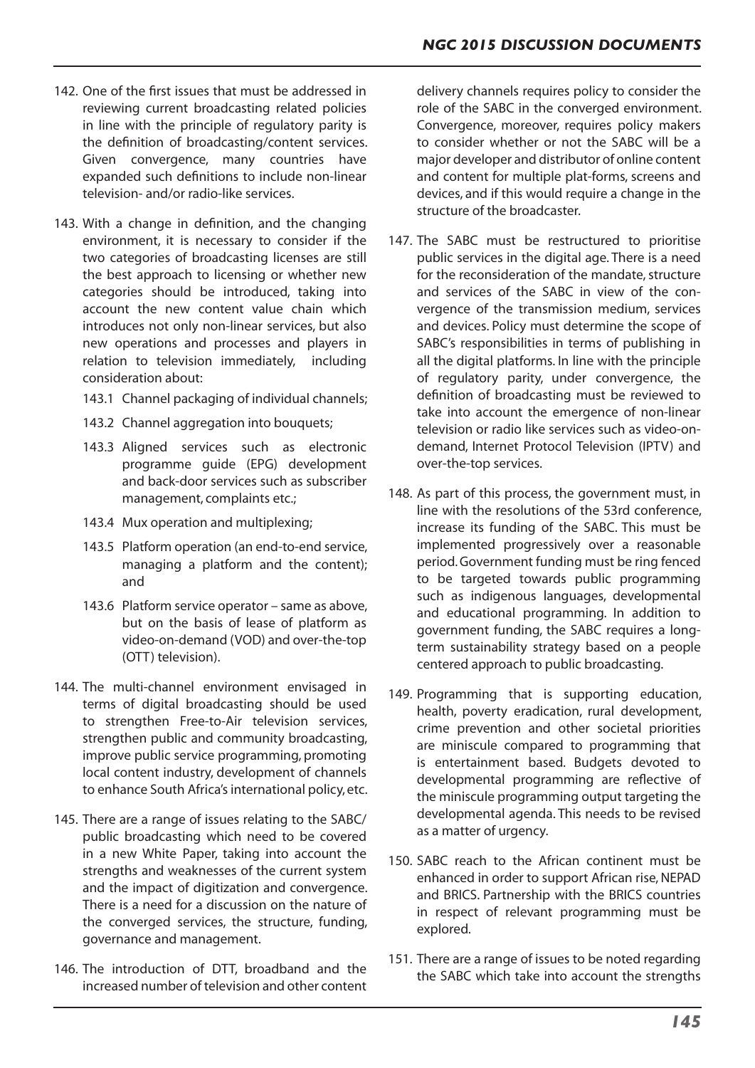142. One of the first issues that must be addressed in reviewing current broadcasting related policies in line with the principle of regulatory parity is the definition of broadcasting/content services. Given convergence, many countries have expanded such definitions to include non-linear television- and/or radio-like services.

143. With a change in definition, and the changing environment, it is necessary to consider if the two categories of broadcasting licenses are still the best approach to licensing or whether new categories should be introduced, taking into account the new content value chain which introduces not only non-linear services, but also new operations and processes and players in relation to television immediately, including consideration about:

    143.1 Channel packaging of individual channels;

    143.2 Channel aggregation into bouquets;

    143.3 Aligned services such as electronic programme guide (EPG) development and back-door services such as subscriber management, complaints etc.;

    143.4 Mux operation and multiplexing;

    143.5 Platform operation (an end-to-end service, managing a platform and the content); and

    143.6 Platform service operator – same as above, but on the basis of lease of platform as video-on-demand (VOD) and over-the-top (OTT) television).

144. The multi-channel environment envisaged in terms of digital broadcasting should be used to strengthen Free-to-Air television services, strengthen public and community broadcasting, improve public service programming, promoting local content industry, development of channels to enhance South Africa's international policy, etc.

145. There are a range of issues relating to the SABC/ public broadcasting which need to be covered in a new White Paper, taking into account the strengths and weaknesses of the current system and the impact of digitization and convergence. There is a need for a discussion on the nature of the converged services, the structure, funding, governance and management.

146. The introduction of DTT, broadband and the increased number of television and other content delivery channels requires policy to consider the role of the SABC in the converged environment. Convergence, moreover, requires policy makers to consider whether or not the SABC will be a major developer and distributor of online content and content for multiple plat-forms, screens and devices, and if this would require a change in the structure of the broadcaster.

147. The SABC must be restructured to prioritise public services in the digital age. There is a need for the reconsideration of the mandate, structure and services of the SABC in view of the convergence of the transmission medium, services and devices. Policy must determine the scope of SABC's responsibilities in terms of publishing in all the digital platforms. In line with the principle of regulatory parity, under convergence, the definition of broadcasting must be reviewed to take into account the emergence of non-linear television or radio like services such as video-on-demand, Internet Protocol Television (IPTV) and over-the-top services.

148. As part of this process, the government must, in line with the resolutions of the 53rd conference, increase its funding of the SABC. This must be implemented progressively over a reasonable period. Government funding must be ring fenced to be targeted towards public programming such as indigenous languages, developmental and educational programming. In addition to government funding, the SABC requires a long-term sustainability strategy based on a people centered approach to public broadcasting.

149. Programming that is supporting education, health, poverty eradication, rural development, crime prevention and other societal priorities are miniscule compared to programming that is entertainment based. Budgets devoted to developmental programming are reflective of the miniscule programming output targeting the developmental agenda. This needs to be revised as a matter of urgency.

150. SABC reach to the African continent must be enhanced in order to support African rise, NEPAD and BRICS. Partnership with the BRICS countries in respect of relevant programming must be explored.

151. There are a range of issues to be noted regarding the SABC which take into account the strengths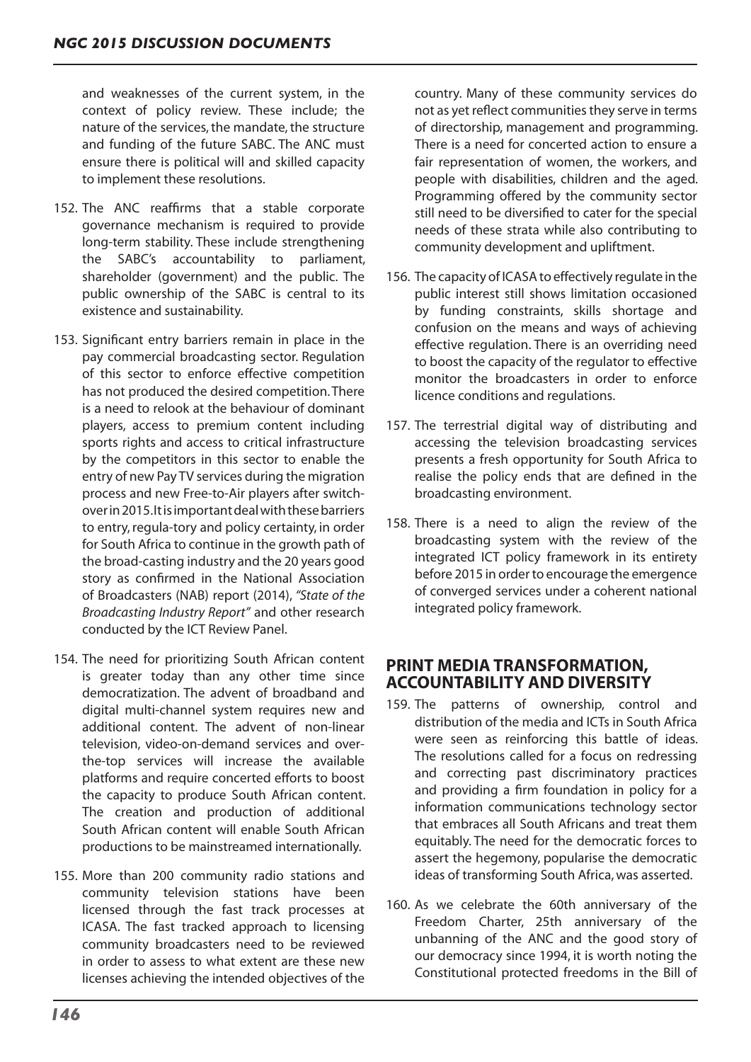and weaknesses of the current system, in the context of policy review. These include; the nature of the services, the mandate, the structure and funding of the future SABC. The ANC must ensure there is political will and skilled capacity to implement these resolutions.

152. The ANC reaffirms that a stable corporate governance mechanism is required to provide long-term stability. These include strengthening the SABC's accountability to parliament, shareholder (government) and the public. The public ownership of the SABC is central to its existence and sustainability.

153. Significant entry barriers remain in place in the pay commercial broadcasting sector. Regulation of this sector to enforce effective competition has not produced the desired competition. There is a need to relook at the behaviour of dominant players, access to premium content including sports rights and access to critical infrastructure by the competitors in this sector to enable the entry of new Pay TV services during the migration process and new Free-to-Air players after switch-over in 2015. It is important deal with these barriers to entry, regula-tory and policy certainty, in order for South Africa to continue in the growth path of the broad-casting industry and the 20 years good story as confirmed in the National Association of Broadcasters (NAB) report (2014), *"State of the Broadcasting Industry Report"* and other research conducted by the ICT Review Panel.

154. The need for prioritizing South African content is greater today than any other time since democratization. The advent of broadband and digital multi-channel system requires new and additional content. The advent of non-linear television, video-on-demand services and over-the-top services will increase the available platforms and require concerted efforts to boost the capacity to produce South African content. The creation and production of additional South African content will enable South African productions to be mainstreamed internationally.

155. More than 200 community radio stations and community television stations have been licensed through the fast track processes at ICASA. The fast tracked approach to licensing community broadcasters need to be reviewed in order to assess to what extent are these new licenses achieving the intended objectives of the country. Many of these community services do not as yet reflect communities they serve in terms of directorship, management and programming. There is a need for concerted action to ensure a fair representation of women, the workers, and people with disabilities, children and the aged. Programming offered by the community sector still need to be diversified to cater for the special needs of these strata while also contributing to community development and upliftment.

156. The capacity of ICASA to effectively regulate in the public interest still shows limitation occasioned by funding constraints, skills shortage and confusion on the means and ways of achieving effective regulation. There is an overriding need to boost the capacity of the regulator to effective monitor the broadcasters in order to enforce licence conditions and regulations.

157. The terrestrial digital way of distributing and accessing the television broadcasting services presents a fresh opportunity for South Africa to realise the policy ends that are defined in the broadcasting environment.

158. There is a need to align the review of the broadcasting system with the review of the integrated ICT policy framework in its entirety before 2015 in order to encourage the emergence of converged services under a coherent national integrated policy framework.

## PRINT MEDIA TRANSFORMATION, ACCOUNTABILITY AND DIVERSITY

159. The patterns of ownership, control and distribution of the media and ICTs in South Africa were seen as reinforcing this battle of ideas. The resolutions called for a focus on redressing and correcting past discriminatory practices and providing a firm foundation in policy for a information communications technology sector that embraces all South Africans and treat them equitably. The need for the democratic forces to assert the hegemony, popularise the democratic ideas of transforming South Africa, was asserted.

160. As we celebrate the 60th anniversary of the Freedom Charter, 25th anniversary of the unbanning of the ANC and the good story of our democracy since 1994, it is worth noting the Constitutional protected freedoms in the Bill of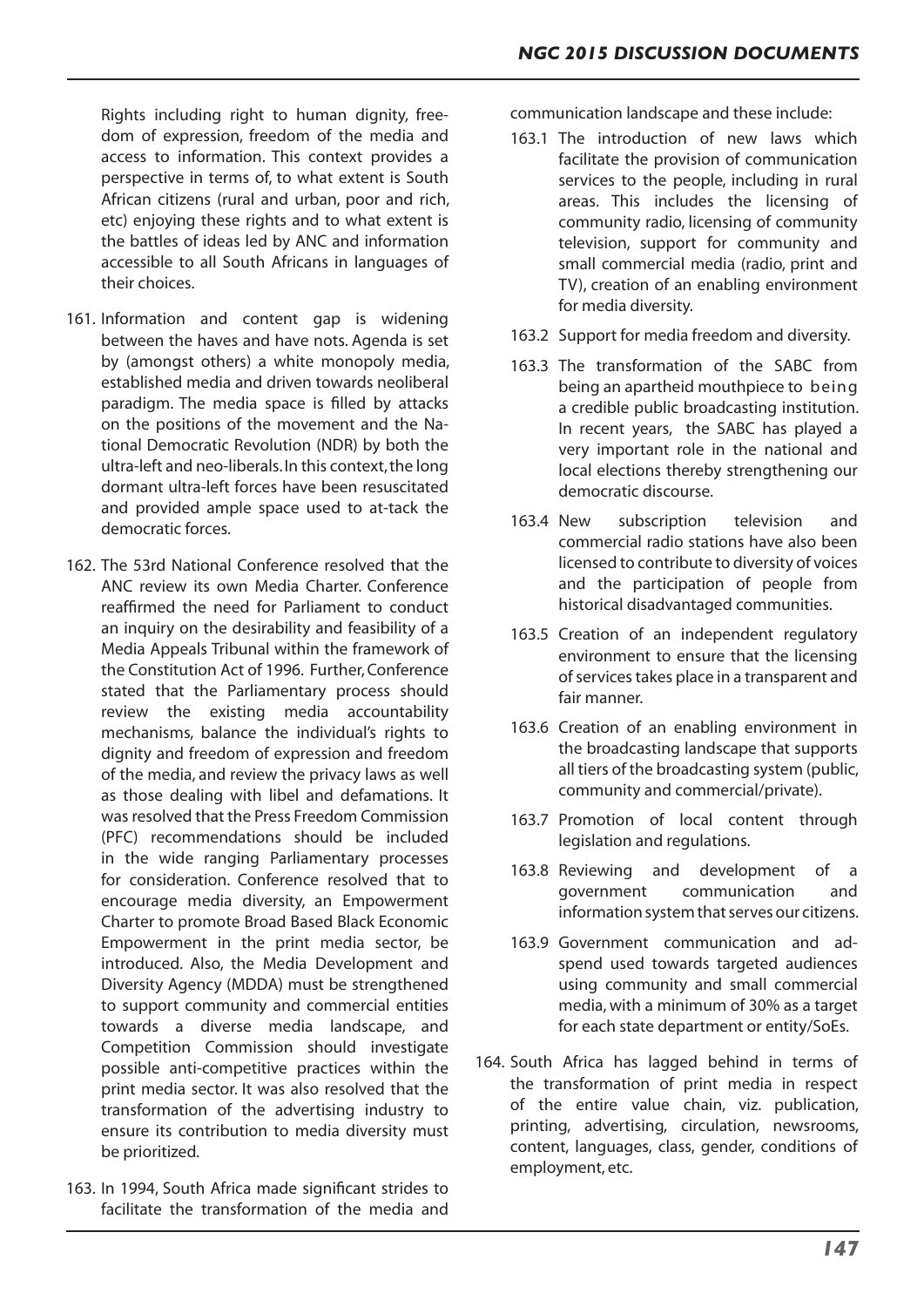Rights including right to human dignity, freedom of expression, freedom of the media and access to information. This context provides a perspective in terms of, to what extent is South African citizens (rural and urban, poor and rich, etc) enjoying these rights and to what extent is the battles of ideas led by ANC and information accessible to all South Africans in languages of their choices.

161. Information and content gap is widening between the haves and have nots. Agenda is set by (amongst others) a white monopoly media, established media and driven towards neoliberal paradigm. The media space is filled by attacks on the positions of the movement and the National Democratic Revolution (NDR) by both the ultra-left and neo-liberals. In this context, the long dormant ultra-left forces have been resuscitated and provided ample space used to at-tack the democratic forces.

162. The 53rd National Conference resolved that the ANC review its own Media Charter. Conference reaffirmed the need for Parliament to conduct an inquiry on the desirability and feasibility of a Media Appeals Tribunal within the framework of the Constitution Act of 1996. Further, Conference stated that the Parliamentary process should review the existing media accountability mechanisms, balance the individual's rights to dignity and freedom of expression and freedom of the media, and review the privacy laws as well as those dealing with libel and defamations. It was resolved that the Press Freedom Commission (PFC) recommendations should be included in the wide ranging Parliamentary processes for consideration. Conference resolved that to encourage media diversity, an Empowerment Charter to promote Broad Based Black Economic Empowerment in the print media sector, be introduced. Also, the Media Development and Diversity Agency (MDDA) must be strengthened to support community and commercial entities towards a diverse media landscape, and Competition Commission should investigate possible anti-competitive practices within the print media sector. It was also resolved that the transformation of the advertising industry to ensure its contribution to media diversity must be prioritized.

163. In 1994, South Africa made significant strides to facilitate the transformation of the media and communication landscape and these include:

    163.1 The introduction of new laws which facilitate the provision of communication services to the people, including in rural areas. This includes the licensing of community radio, licensing of community television, support for community and small commercial media (radio, print and TV), creation of an enabling environment for media diversity.

    163.2 Support for media freedom and diversity.

    163.3 The transformation of the SABC from being an apartheid mouthpiece to being a credible public broadcasting institution. In recent years, the SABC has played a very important role in the national and local elections thereby strengthening our democratic discourse.

    163.4 New subscription television and commercial radio stations have also been licensed to contribute to diversity of voices and the participation of people from historical disadvantaged communities.

    163.5 Creation of an independent regulatory environment to ensure that the licensing of services takes place in a transparent and fair manner.

    163.6 Creation of an enabling environment in the broadcasting landscape that supports all tiers of the broadcasting system (public, community and commercial/private).

    163.7 Promotion of local content through legislation and regulations.

    163.8 Reviewing and development of a government communication and information system that serves our citizens.

    163.9 Government communication and ad-spend used towards targeted audiences using community and small commercial media, with a minimum of 30% as a target for each state department or entity/SoEs.

164. South Africa has lagged behind in terms of the transformation of print media in respect of the entire value chain, viz. publication, printing, advertising, circulation, newsrooms, content, languages, class, gender, conditions of employment, etc.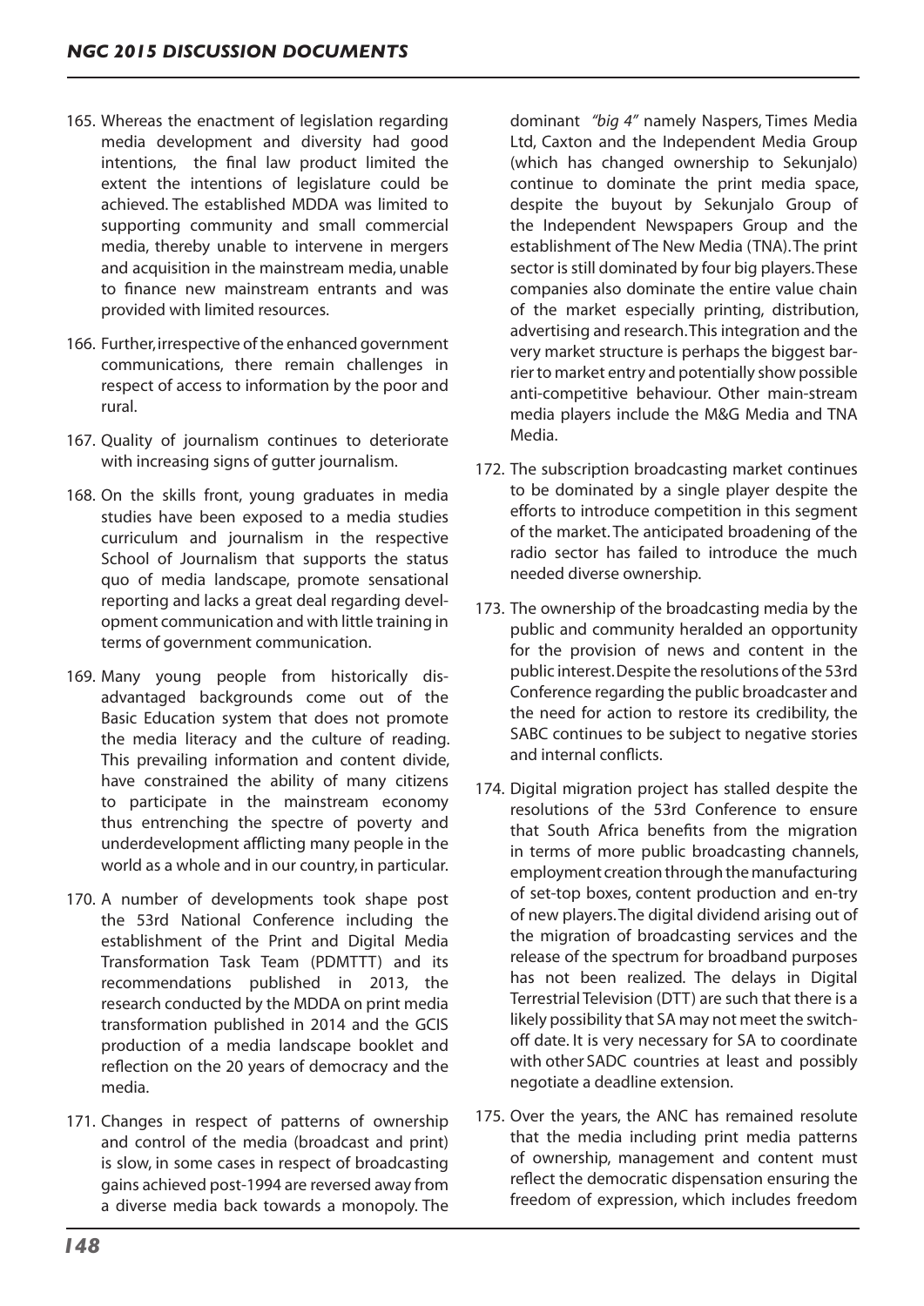165. Whereas the enactment of legislation regarding media development and diversity had good intentions, the final law product limited the extent the intentions of legislature could be achieved. The established MDDA was limited to supporting community and small commercial media, thereby unable to intervene in mergers and acquisition in the mainstream media, unable to finance new mainstream entrants and was provided with limited resources.

166. Further, irrespective of the enhanced government communications, there remain challenges in respect of access to information by the poor and rural.

167. Quality of journalism continues to deteriorate with increasing signs of gutter journalism.

168. On the skills front, young graduates in media studies have been exposed to a media studies curriculum and journalism in the respective School of Journalism that supports the status quo of media landscape, promote sensational reporting and lacks a great deal regarding development communication and with little training in terms of government communication.

169. Many young people from historically disadvantaged backgrounds come out of the Basic Education system that does not promote the media literacy and the culture of reading. This prevailing information and content divide, have constrained the ability of many citizens to participate in the mainstream economy thus entrenching the spectre of poverty and underdevelopment afflicting many people in the world as a whole and in our country, in particular.

170. A number of developments took shape post the 53rd National Conference including the establishment of the Print and Digital Media Transformation Task Team (PDMTTT) and its recommendations published in 2013, the research conducted by the MDDA on print media transformation published in 2014 and the GCIS production of a media landscape booklet and reflection on the 20 years of democracy and the media.

171. Changes in respect of patterns of ownership and control of the media (broadcast and print) is slow, in some cases in respect of broadcasting gains achieved post-1994 are reversed away from a diverse media back towards a monopoly. The dominant *"big 4"* namely Naspers, Times Media Ltd, Caxton and the Independent Media Group (which has changed ownership to Sekunjalo) continue to dominate the print media space, despite the buyout by Sekunjalo Group of the Independent Newspapers Group and the establishment of The New Media (TNA). The print sector is still dominated by four big players. These companies also dominate the entire value chain of the market especially printing, distribution, advertising and research. This integration and the very market structure is perhaps the biggest barrier to market entry and potentially show possible anti-competitive behaviour. Other main-stream media players include the M&G Media and TNA Media.

172. The subscription broadcasting market continues to be dominated by a single player despite the efforts to introduce competition in this segment of the market. The anticipated broadening of the radio sector has failed to introduce the much needed diverse ownership.

173. The ownership of the broadcasting media by the public and community heralded an opportunity for the provision of news and content in the public interest. Despite the resolutions of the 53rd Conference regarding the public broadcaster and the need for action to restore its credibility, the SABC continues to be subject to negative stories and internal conflicts.

174. Digital migration project has stalled despite the resolutions of the 53rd Conference to ensure that South Africa benefits from the migration in terms of more public broadcasting channels, employment creation through the manufacturing of set-top boxes, content production and en-try of new players. The digital dividend arising out of the migration of broadcasting services and the release of the spectrum for broadband purposes has not been realized. The delays in Digital Terrestrial Television (DTT) are such that there is a likely possibility that SA may not meet the switch-off date. It is very necessary for SA to coordinate with other SADC countries at least and possibly negotiate a deadline extension.

175. Over the years, the ANC has remained resolute that the media including print media patterns of ownership, management and content must reflect the democratic dispensation ensuring the freedom of expression, which includes freedom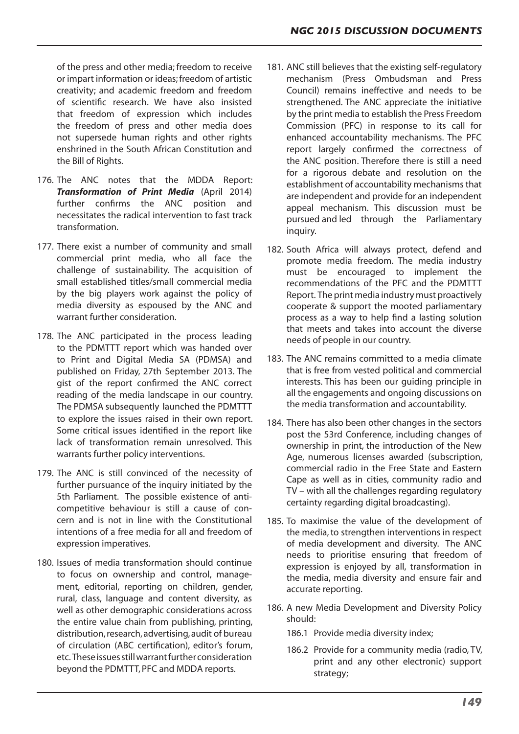of the press and other media; freedom to receive or impart information or ideas; freedom of artistic creativity; and academic freedom and freedom of scientific research. We have also insisted that freedom of expression which includes the freedom of press and other media does not supersede human rights and other rights enshrined in the South African Constitution and the Bill of Rights.

176. The ANC notes that the MDDA Report: ***Transformation of Print Media*** (April 2014) further confirms the ANC position and necessitates the radical intervention to fast track transformation.

177. There exist a number of community and small commercial print media, who all face the challenge of sustainability. The acquisition of small established titles/small commercial media by the big players work against the policy of media diversity as espoused by the ANC and warrant further consideration.

178. The ANC participated in the process leading to the PDMTTT report which was handed over to Print and Digital Media SA (PDMSA) and published on Friday, 27th September 2013. The gist of the report confirmed the ANC correct reading of the media landscape in our country. The PDMSA subsequently launched the PDMTTT to explore the issues raised in their own report. Some critical issues identified in the report like lack of transformation remain unresolved. This warrants further policy interventions.

179. The ANC is still convinced of the necessity of further pursuance of the inquiry initiated by the 5th Parliament. The possible existence of anti-competitive behaviour is still a cause of concern and is not in line with the Constitutional intentions of a free media for all and freedom of expression imperatives.

180. Issues of media transformation should continue to focus on ownership and control, management, editorial, reporting on children, gender, rural, class, language and content diversity, as well as other demographic considerations across the entire value chain from publishing, printing, distribution, research, advertising, audit of bureau of circulation (ABC certification), editor's forum, etc. These issues still warrant further consideration beyond the PDMTTT, PFC and MDDA reports.

181. ANC still believes that the existing self-regulatory mechanism (Press Ombudsman and Press Council) remains ineffective and needs to be strengthened. The ANC appreciate the initiative by the print media to establish the Press Freedom Commission (PFC) in response to its call for enhanced accountability mechanisms. The PFC report largely confirmed the correctness of the ANC position. Therefore there is still a need for a rigorous debate and resolution on the establishment of accountability mechanisms that are independent and provide for an independent appeal mechanism. This discussion must be pursued and led through the Parliamentary inquiry.

182. South Africa will always protect, defend and promote media freedom. The media industry must be encouraged to implement the recommendations of the PFC and the PDMTTT Report. The print media industry must proactively cooperate & support the mooted parliamentary process as a way to help find a lasting solution that meets and takes into account the diverse needs of people in our country.

183. The ANC remains committed to a media climate that is free from vested political and commercial interests. This has been our guiding principle in all the engagements and ongoing discussions on the media transformation and accountability.

184. There has also been other changes in the sectors post the 53rd Conference, including changes of ownership in print, the introduction of the New Age, numerous licenses awarded (subscription, commercial radio in the Free State and Eastern Cape as well as in cities, community radio and TV – with all the challenges regarding regulatory certainty regarding digital broadcasting).

185. To maximise the value of the development of the media, to strengthen interventions in respect of media development and diversity. The ANC needs to prioritise ensuring that freedom of expression is enjoyed by all, transformation in the media, media diversity and ensure fair and accurate reporting.

186. A new Media Development and Diversity Policy should:

    186.1 Provide media diversity index;

    186.2 Provide for a community media (radio, TV, print and any other electronic) support strategy;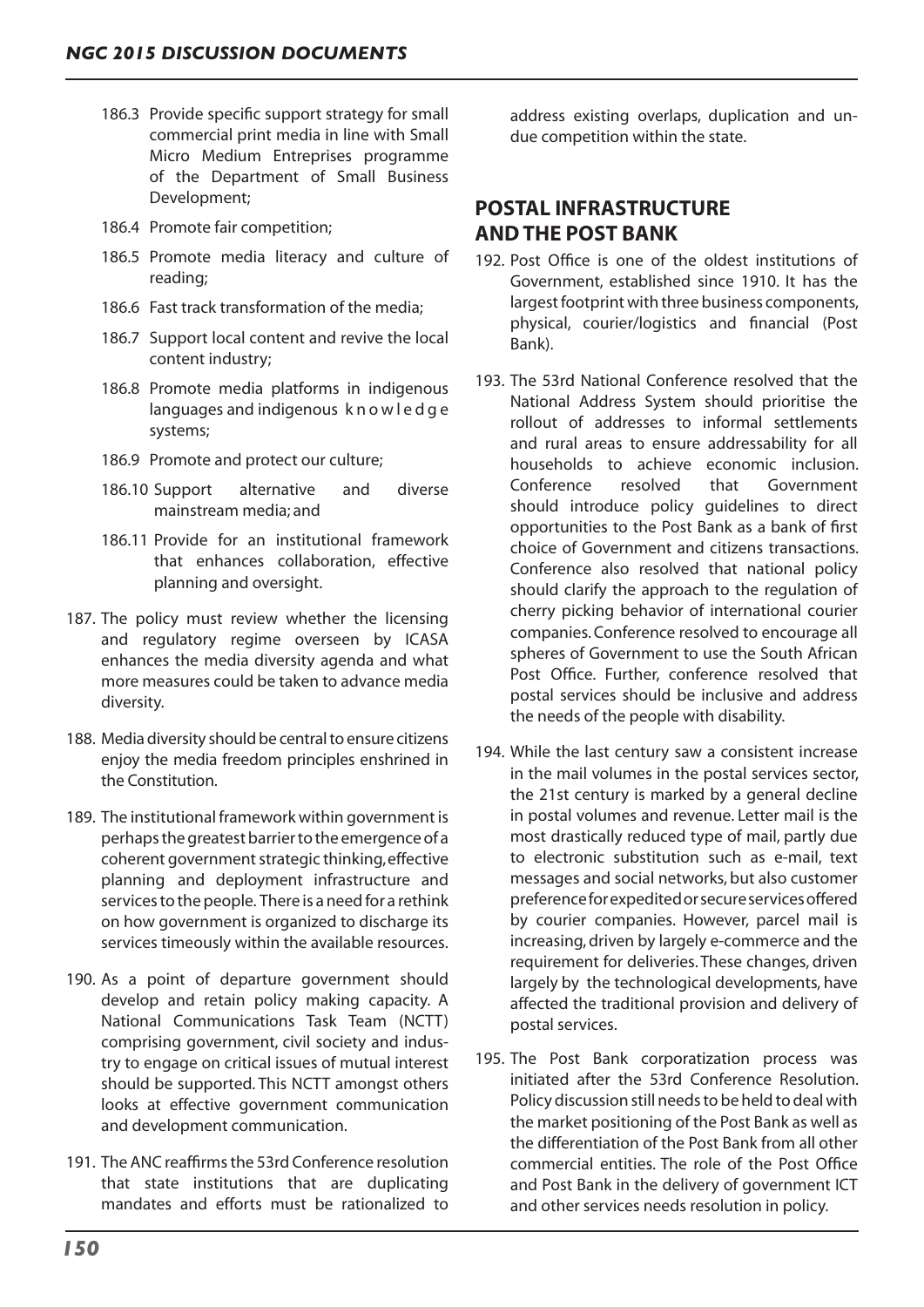186.3 Provide specific support strategy for small commercial print media in line with Small Micro Medium Entreprises programme of the Department of Small Business Development;

186.4 Promote fair competition;

186.5 Promote media literacy and culture of reading;

186.6 Fast track transformation of the media;

186.7 Support local content and revive the local content industry;

186.8 Promote media platforms in indigenous languages and indigenous knowledge systems;

186.9 Promote and protect our culture;

186.10 Support alternative and diverse mainstream media; and

186.11 Provide for an institutional framework that enhances collaboration, effective planning and oversight.

187. The policy must review whether the licensing and regulatory regime overseen by ICASA enhances the media diversity agenda and what more measures could be taken to advance media diversity.

188. Media diversity should be central to ensure citizens enjoy the media freedom principles enshrined in the Constitution.

189. The institutional framework within government is perhaps the greatest barrier to the emergence of a coherent government strategic thinking, effective planning and deployment infrastructure and services to the people. There is a need for a rethink on how government is organized to discharge its services timeously within the available resources.

190. As a point of departure government should develop and retain policy making capacity. A National Communications Task Team (NCTT) comprising government, civil society and industry to engage on critical issues of mutual interest should be supported. This NCTT amongst others looks at effective government communication and development communication.

191. The ANC reaffirms the 53rd Conference resolution that state institutions that are duplicating mandates and efforts must be rationalized to address existing overlaps, duplication and undue competition within the state.

## POSTAL INFRASTRUCTURE AND THE POST BANK

192. Post Office is one of the oldest institutions of Government, established since 1910. It has the largest footprint with three business components, physical, courier/logistics and financial (Post Bank).

193. The 53rd National Conference resolved that the National Address System should prioritise the rollout of addresses to informal settlements and rural areas to ensure addressability for all households to achieve economic inclusion. Conference resolved that Government should introduce policy guidelines to direct opportunities to the Post Bank as a bank of first choice of Government and citizens transactions. Conference also resolved that national policy should clarify the approach to the regulation of cherry picking behavior of international courier companies. Conference resolved to encourage all spheres of Government to use the South African Post Office. Further, conference resolved that postal services should be inclusive and address the needs of the people with disability.

194. While the last century saw a consistent increase in the mail volumes in the postal services sector, the 21st century is marked by a general decline in postal volumes and revenue. Letter mail is the most drastically reduced type of mail, partly due to electronic substitution such as e-mail, text messages and social networks, but also customer preference for expedited or secure services offered by courier companies. However, parcel mail is increasing, driven by largely e-commerce and the requirement for deliveries. These changes, driven largely by the technological developments, have affected the traditional provision and delivery of postal services.

195. The Post Bank corporatization process was initiated after the 53rd Conference Resolution. Policy discussion still needs to be held to deal with the market positioning of the Post Bank as well as the differentiation of the Post Bank from all other commercial entities. The role of the Post Office and Post Bank in the delivery of government ICT and other services needs resolution in policy.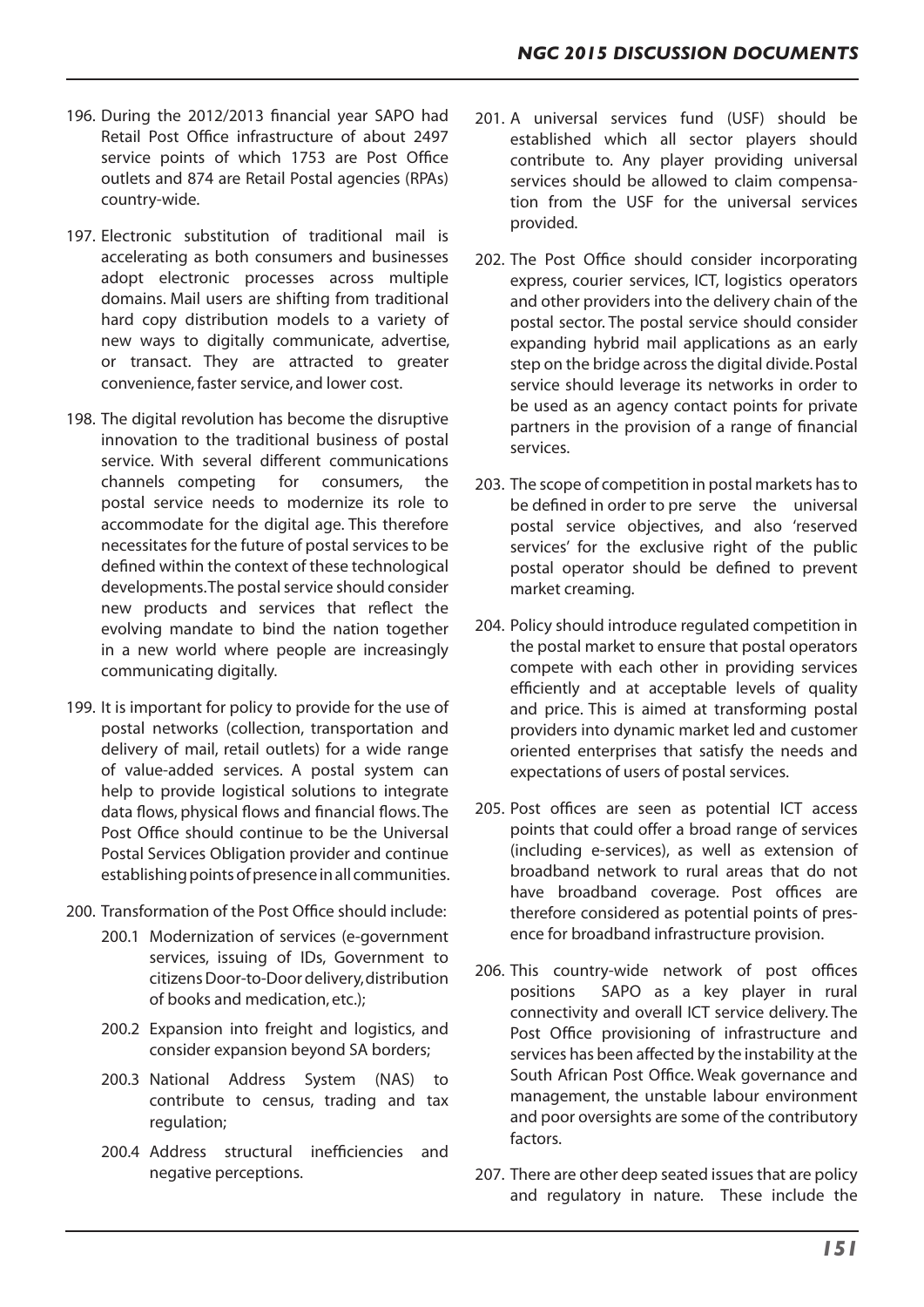196. During the 2012/2013 financial year SAPO had Retail Post Office infrastructure of about 2497 service points of which 1753 are Post Office outlets and 874 are Retail Postal agencies (RPAs) country-wide.

197. Electronic substitution of traditional mail is accelerating as both consumers and businesses adopt electronic processes across multiple domains. Mail users are shifting from traditional hard copy distribution models to a variety of new ways to digitally communicate, advertise, or transact. They are attracted to greater convenience, faster service, and lower cost.

198. The digital revolution has become the disruptive innovation to the traditional business of postal service. With several different communications channels competing for consumers, the postal service needs to modernize its role to accommodate for the digital age. This therefore necessitates for the future of postal services to be defined within the context of these technological developments. The postal service should consider new products and services that reflect the evolving mandate to bind the nation together in a new world where people are increasingly communicating digitally.

199. It is important for policy to provide for the use of postal networks (collection, transportation and delivery of mail, retail outlets) for a wide range of value-added services. A postal system can help to provide logistical solutions to integrate data flows, physical flows and financial flows. The Post Office should continue to be the Universal Postal Services Obligation provider and continue establishing points of presence in all communities.

200. Transformation of the Post Office should include:
    - 200.1 Modernization of services (e-government services, issuing of IDs, Government to citizens Door-to-Door delivery, distribution of books and medication, etc.);
    - 200.2 Expansion into freight and logistics, and consider expansion beyond SA borders;
    - 200.3 National Address System (NAS) to contribute to census, trading and tax regulation;
    - 200.4 Address structural inefficiencies and negative perceptions.

201. A universal services fund (USF) should be established which all sector players should contribute to. Any player providing universal services should be allowed to claim compensation from the USF for the universal services provided.

202. The Post Office should consider incorporating express, courier services, ICT, logistics operators and other providers into the delivery chain of the postal sector. The postal service should consider expanding hybrid mail applications as an early step on the bridge across the digital divide. Postal service should leverage its networks in order to be used as an agency contact points for private partners in the provision of a range of financial services.

203. The scope of competition in postal markets has to be defined in order to pre serve the universal postal service objectives, and also 'reserved services' for the exclusive right of the public postal operator should be defined to prevent market creaming.

204. Policy should introduce regulated competition in the postal market to ensure that postal operators compete with each other in providing services efficiently and at acceptable levels of quality and price. This is aimed at transforming postal providers into dynamic market led and customer oriented enterprises that satisfy the needs and expectations of users of postal services.

205. Post offices are seen as potential ICT access points that could offer a broad range of services (including e-services), as well as extension of broadband network to rural areas that do not have broadband coverage. Post offices are therefore considered as potential points of presence for broadband infrastructure provision.

206. This country-wide network of post offices positions SAPO as a key player in rural connectivity and overall ICT service delivery. The Post Office provisioning of infrastructure and services has been affected by the instability at the South African Post Office. Weak governance and management, the unstable labour environment and poor oversights are some of the contributory factors.

207. There are other deep seated issues that are policy and regulatory in nature. These include the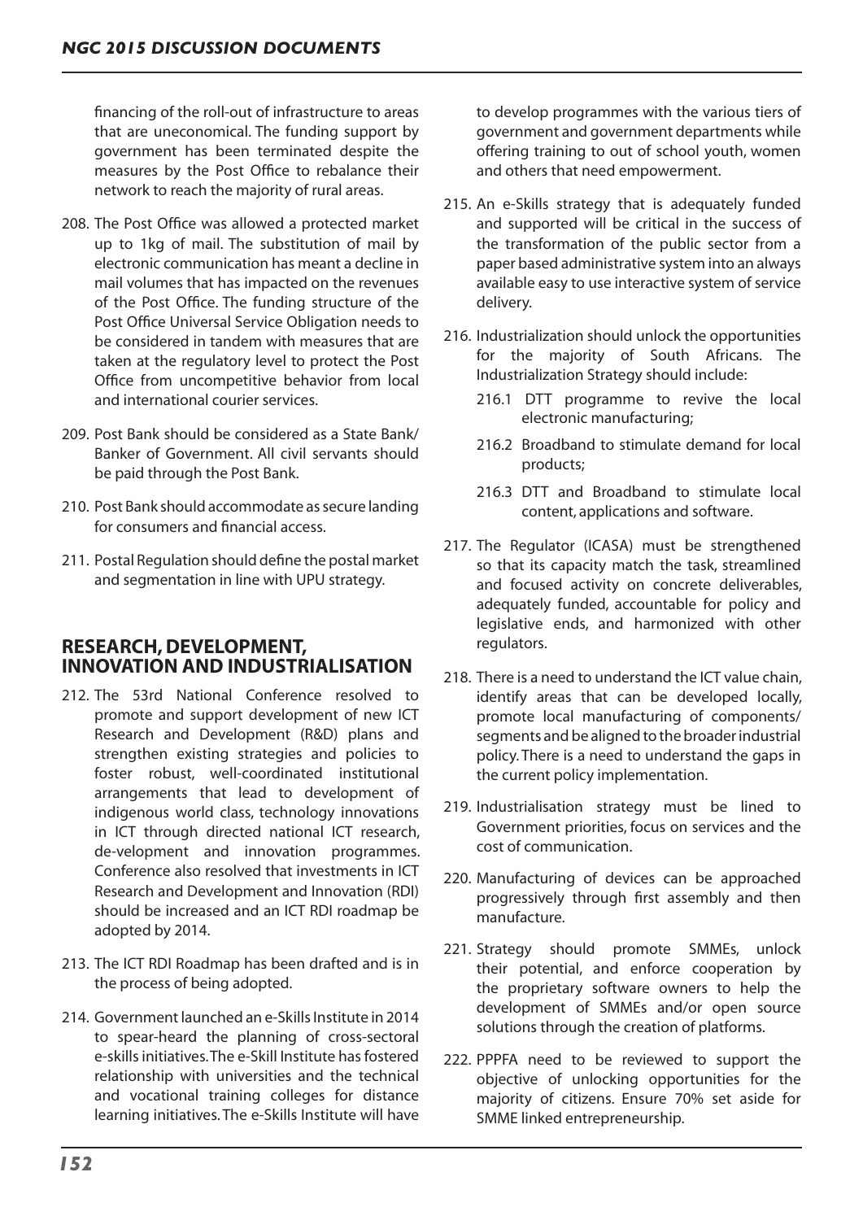financing of the roll-out of infrastructure to areas that are uneconomical. The funding support by government has been terminated despite the measures by the Post Office to rebalance their network to reach the majority of rural areas.

208. The Post Office was allowed a protected market up to 1kg of mail. The substitution of mail by electronic communication has meant a decline in mail volumes that has impacted on the revenues of the Post Office. The funding structure of the Post Office Universal Service Obligation needs to be considered in tandem with measures that are taken at the regulatory level to protect the Post Office from uncompetitive behavior from local and international courier services.

209. Post Bank should be considered as a State Bank/ Banker of Government. All civil servants should be paid through the Post Bank.

210. Post Bank should accommodate as secure landing for consumers and financial access.

211. Postal Regulation should define the postal market and segmentation in line with UPU strategy.

## RESEARCH, DEVELOPMENT, INNOVATION AND INDUSTRIALISATION

212. The 53rd National Conference resolved to promote and support development of new ICT Research and Development (R&D) plans and strengthen existing strategies and policies to foster robust, well-coordinated institutional arrangements that lead to development of indigenous world class, technology innovations in ICT through directed national ICT research, de-velopment and innovation programmes. Conference also resolved that investments in ICT Research and Development and Innovation (RDI) should be increased and an ICT RDI roadmap be adopted by 2014.

213. The ICT RDI Roadmap has been drafted and is in the process of being adopted.

214. Government launched an e-Skills Institute in 2014 to spear-heard the planning of cross-sectoral e-skills initiatives. The e-Skill Institute has fostered relationship with universities and the technical and vocational training colleges for distance learning initiatives. The e-Skills Institute will have to develop programmes with the various tiers of government and government departments while offering training to out of school youth, women and others that need empowerment.

215. An e-Skills strategy that is adequately funded and supported will be critical in the success of the transformation of the public sector from a paper based administrative system into an always available easy to use interactive system of service delivery.

216. Industrialization should unlock the opportunities for the majority of South Africans. The Industrialization Strategy should include:

    216.1 DTT programme to revive the local electronic manufacturing;

    216.2 Broadband to stimulate demand for local products;

    216.3 DTT and Broadband to stimulate local content, applications and software.

217. The Regulator (ICASA) must be strengthened so that its capacity match the task, streamlined and focused activity on concrete deliverables, adequately funded, accountable for policy and legislative ends, and harmonized with other regulators.

218. There is a need to understand the ICT value chain, identify areas that can be developed locally, promote local manufacturing of components/ segments and be aligned to the broader industrial policy. There is a need to understand the gaps in the current policy implementation.

219. Industrialisation strategy must be lined to Government priorities, focus on services and the cost of communication.

220. Manufacturing of devices can be approached progressively through first assembly and then manufacture.

221. Strategy should promote SMMEs, unlock their potential, and enforce cooperation by the proprietary software owners to help the development of SMMEs and/or open source solutions through the creation of platforms.

222. PPPFA need to be reviewed to support the objective of unlocking opportunities for the majority of citizens. Ensure 70% set aside for SMME linked entrepreneurship.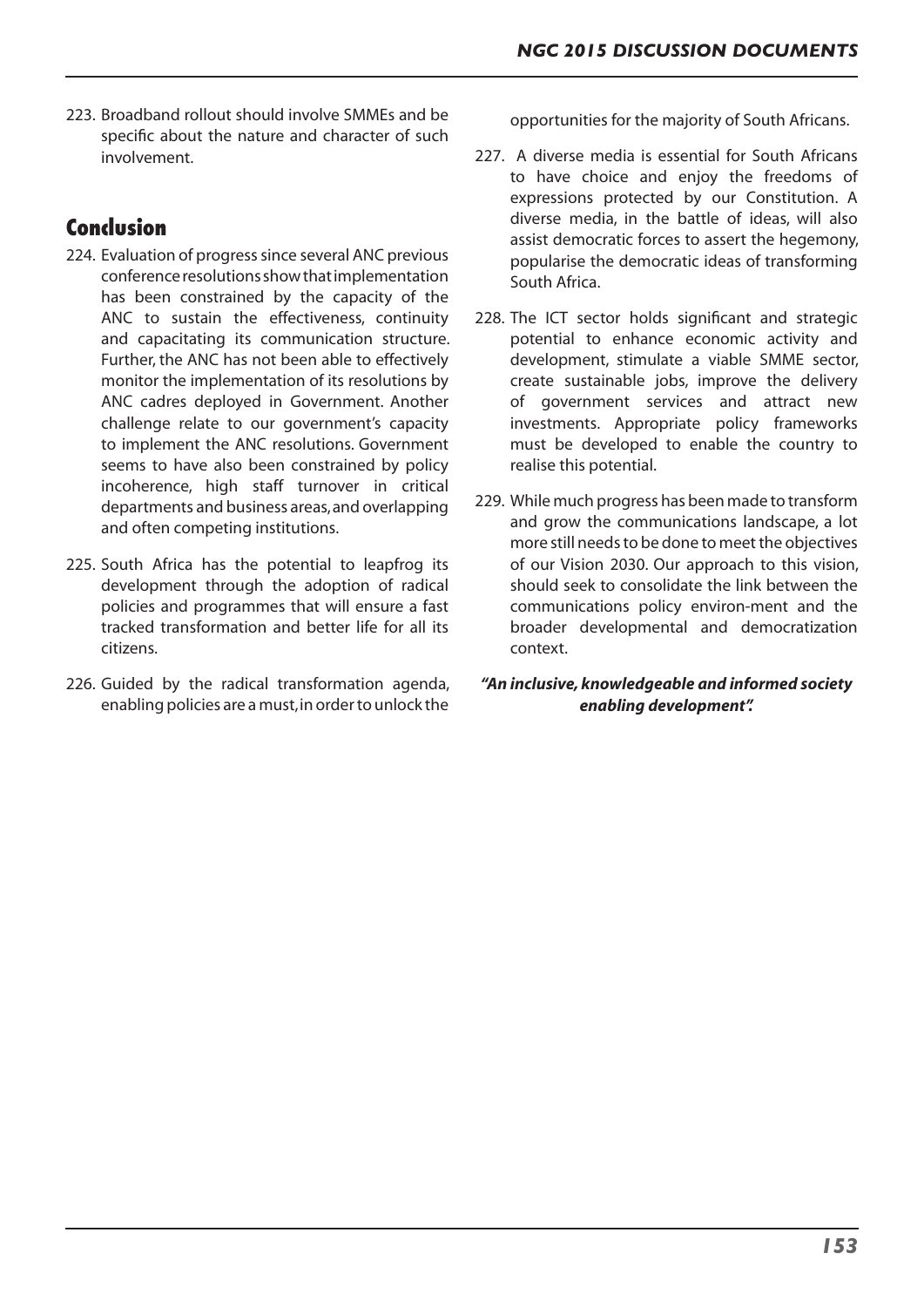223. Broadband rollout should involve SMMEs and be specific about the nature and character of such involvement.

## Conclusion

224. Evaluation of progress since several ANC previous conference resolutions show that implementation has been constrained by the capacity of the ANC to sustain the effectiveness, continuity and capacitating its communication structure. Further, the ANC has not been able to effectively monitor the implementation of its resolutions by ANC cadres deployed in Government. Another challenge relate to our government's capacity to implement the ANC resolutions. Government seems to have also been constrained by policy incoherence, high staff turnover in critical departments and business areas, and overlapping and often competing institutions.

225. South Africa has the potential to leapfrog its development through the adoption of radical policies and programmes that will ensure a fast tracked transformation and better life for all its citizens.

226. Guided by the radical transformation agenda, enabling policies are a must, in order to unlock the opportunities for the majority of South Africans.

227. A diverse media is essential for South Africans to have choice and enjoy the freedoms of expressions protected by our Constitution. A diverse media, in the battle of ideas, will also assist democratic forces to assert the hegemony, popularise the democratic ideas of transforming South Africa.

228. The ICT sector holds significant and strategic potential to enhance economic activity and development, stimulate a viable SMME sector, create sustainable jobs, improve the delivery of government services and attract new investments. Appropriate policy frameworks must be developed to enable the country to realise this potential.

229. While much progress has been made to transform and grow the communications landscape, a lot more still needs to be done to meet the objectives of our Vision 2030. Our approach to this vision, should seek to consolidate the link between the communications policy environ-ment and the broader developmental and democratization context.

***"An inclusive, knowledgeable and informed society enabling development".***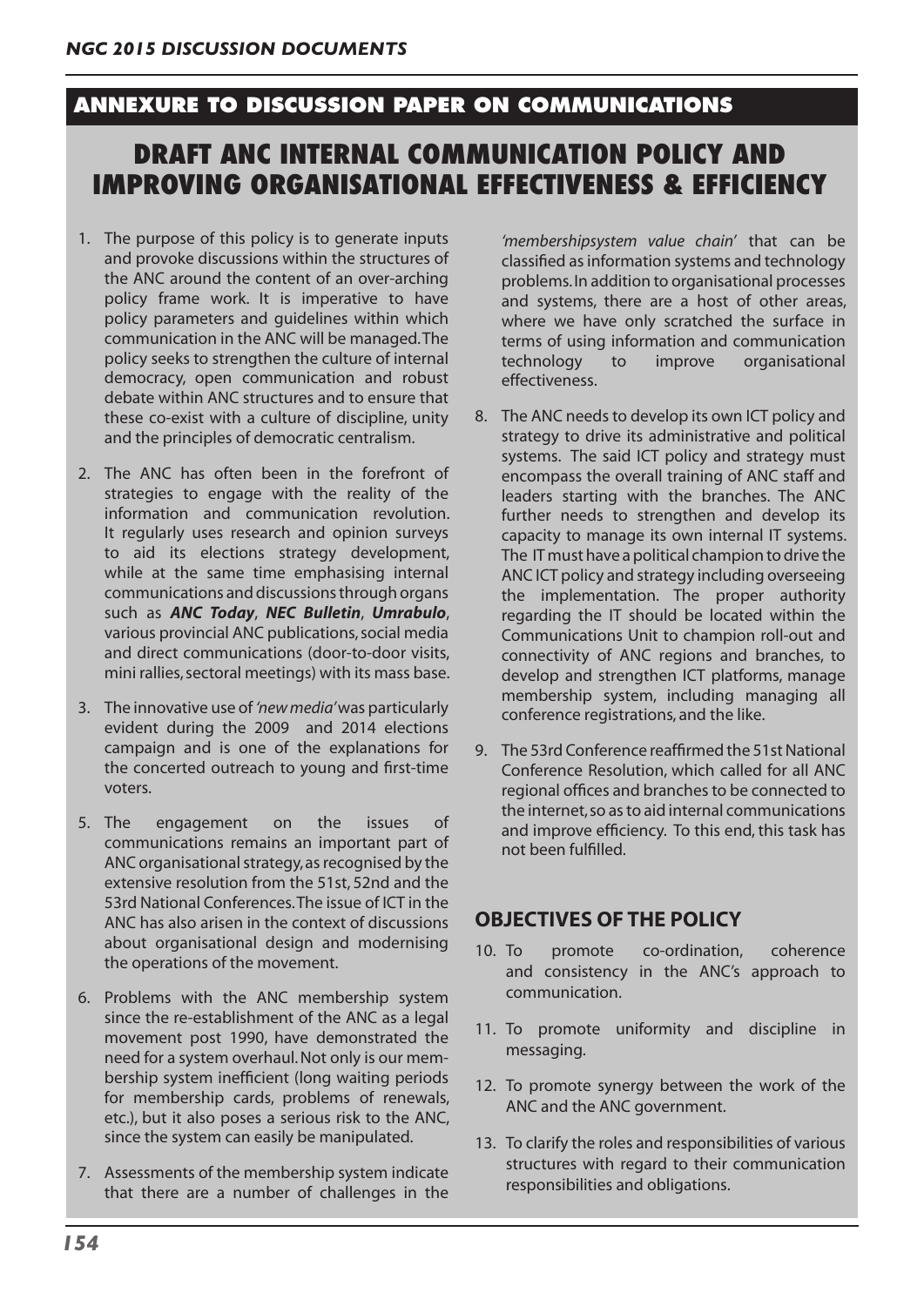## ANNEXURE TO DISCUSSION PAPER ON COMMUNICATIONS

# DRAFT ANC INTERNAL COMMUNICATION POLICY AND IMPROVING ORGANISATIONAL EFFECTIVENESS & EFFICIENCY

1. The purpose of this policy is to generate inputs and provoke discussions within the structures of the ANC around the content of an over-arching policy frame work. It is imperative to have policy parameters and guidelines within which communication in the ANC will be managed. The policy seeks to strengthen the culture of internal democracy, open communication and robust debate within ANC structures and to ensure that these co-exist with a culture of discipline, unity and the principles of democratic centralism.

2. The ANC has often been in the forefront of strategies to engage with the reality of the information and communication revolution. It regularly uses research and opinion surveys to aid its elections strategy development, while at the same time emphasising internal communications and discussions through organs such as ***ANC Today***, ***NEC Bulletin***, ***Umrabulo***, various provincial ANC publications, social media and direct communications (door-to-door visits, mini rallies, sectoral meetings) with its mass base.

3. The innovative use of *'new media'* was particularly evident during the 2009 and 2014 elections campaign and is one of the explanations for the concerted outreach to young and first-time voters.

5. The engagement on the issues of communications remains an important part of ANC organisational strategy, as recognised by the extensive resolution from the 51st, 52nd and the 53rd National Conferences. The issue of ICT in the ANC has also arisen in the context of discussions about organisational design and modernising the operations of the movement.

6. Problems with the ANC membership system since the re-establishment of the ANC as a legal movement post 1990, have demonstrated the need for a system overhaul. Not only is our membership system inefficient (long waiting periods for membership cards, problems of renewals, etc.), but it also poses a serious risk to the ANC, since the system can easily be manipulated.

7. Assessments of the membership system indicate that there are a number of challenges in the *'membershipsystem value chain'* that can be classified as information systems and technology problems. In addition to organisational processes and systems, there are a host of other areas, where we have only scratched the surface in terms of using information and communication technology to improve organisational effectiveness.

8. The ANC needs to develop its own ICT policy and strategy to drive its administrative and political systems. The said ICT policy and strategy must encompass the overall training of ANC staff and leaders starting with the branches. The ANC further needs to strengthen and develop its capacity to manage its own internal IT systems. The IT must have a political champion to drive the ANC ICT policy and strategy including overseeing the implementation. The proper authority regarding the IT should be located within the Communications Unit to champion roll-out and connectivity of ANC regions and branches, to develop and strengthen ICT platforms, manage membership system, including managing all conference registrations, and the like.

9. The 53rd Conference reaffirmed the 51st National Conference Resolution, which called for all ANC regional offices and branches to be connected to the internet, so as to aid internal communications and improve efficiency. To this end, this task has not been fulfilled.

## OBJECTIVES OF THE POLICY

10. To promote co-ordination, coherence and consistency in the ANC's approach to communication.

11. To promote uniformity and discipline in messaging.

12. To promote synergy between the work of the ANC and the ANC government.

13. To clarify the roles and responsibilities of various structures with regard to their communication responsibilities and obligations.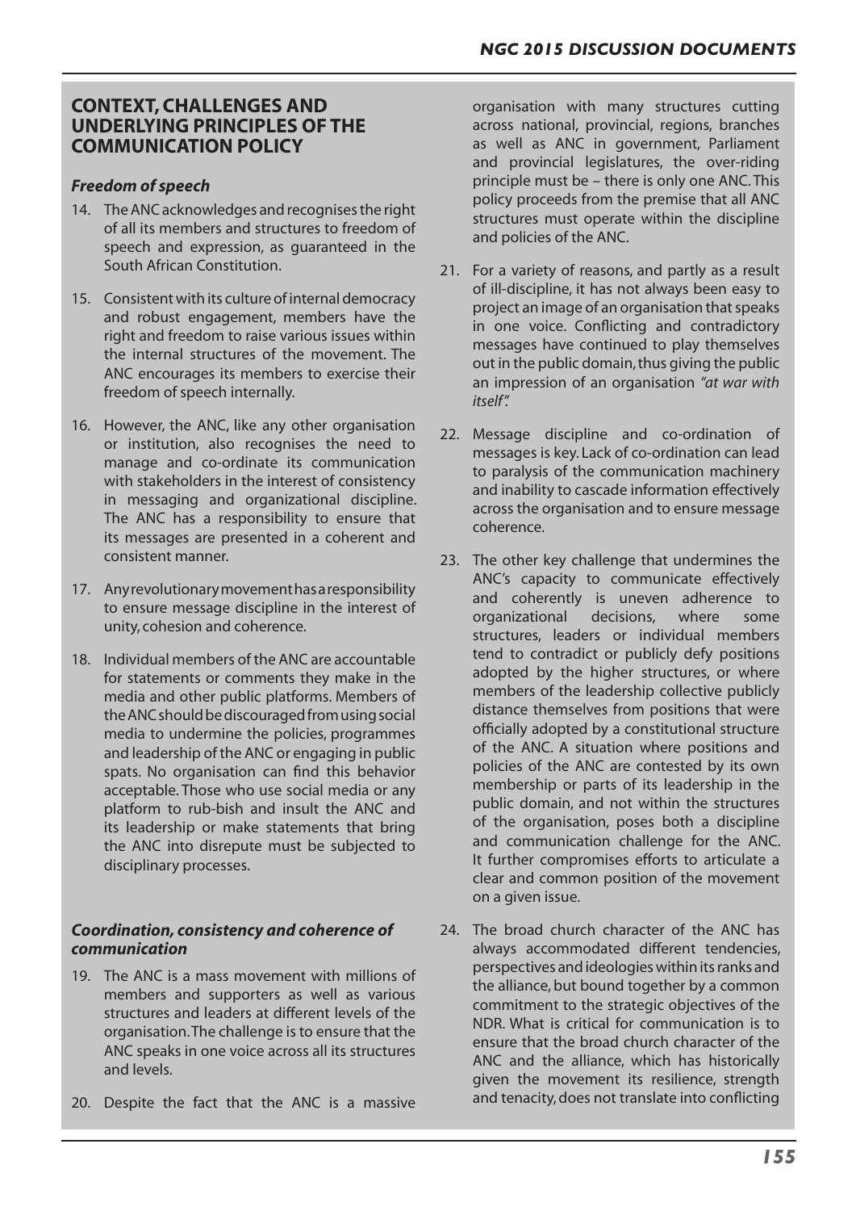## CONTEXT, CHALLENGES AND UNDERLYING PRINCIPLES OF THE COMMUNICATION POLICY

### *Freedom of speech*

14. The ANC acknowledges and recognises the right of all its members and structures to freedom of speech and expression, as guaranteed in the South African Constitution.

15. Consistent with its culture of internal democracy and robust engagement, members have the right and freedom to raise various issues within the internal structures of the movement. The ANC encourages its members to exercise their freedom of speech internally.

16. However, the ANC, like any other organisation or institution, also recognises the need to manage and co-ordinate its communication with stakeholders in the interest of consistency in messaging and organizational discipline. The ANC has a responsibility to ensure that its messages are presented in a coherent and consistent manner.

17. Any revolutionary movement has a responsibility to ensure message discipline in the interest of unity, cohesion and coherence.

18. Individual members of the ANC are accountable for statements or comments they make in the media and other public platforms. Members of the ANC should be discouraged from using social media to undermine the policies, programmes and leadership of the ANC or engaging in public spats. No organisation can find this behavior acceptable. Those who use social media or any platform to rub-bish and insult the ANC and its leadership or make statements that bring the ANC into disrepute must be subjected to disciplinary processes.

### *Coordination, consistency and coherence of communication*

19. The ANC is a mass movement with millions of members and supporters as well as various structures and leaders at different levels of the organisation. The challenge is to ensure that the ANC speaks in one voice across all its structures and levels.

20. Despite the fact that the ANC is a massive organisation with many structures cutting across national, provincial, regions, branches as well as ANC in government, Parliament and provincial legislatures, the over-riding principle must be – there is only one ANC. This policy proceeds from the premise that all ANC structures must operate within the discipline and policies of the ANC.

21. For a variety of reasons, and partly as a result of ill-discipline, it has not always been easy to project an image of an organisation that speaks in one voice. Conflicting and contradictory messages have continued to play themselves out in the public domain, thus giving the public an impression of an organisation *"at war with itself".*

22. Message discipline and co-ordination of messages is key. Lack of co-ordination can lead to paralysis of the communication machinery and inability to cascade information effectively across the organisation and to ensure message coherence.

23. The other key challenge that undermines the ANC's capacity to communicate effectively and coherently is uneven adherence to organizational decisions, where some structures, leaders or individual members tend to contradict or publicly defy positions adopted by the higher structures, or where members of the leadership collective publicly distance themselves from positions that were officially adopted by a constitutional structure of the ANC. A situation where positions and policies of the ANC are contested by its own membership or parts of its leadership in the public domain, and not within the structures of the organisation, poses both a discipline and communication challenge for the ANC. It further compromises efforts to articulate a clear and common position of the movement on a given issue.

24. The broad church character of the ANC has always accommodated different tendencies, perspectives and ideologies within its ranks and the alliance, but bound together by a common commitment to the strategic objectives of the NDR. What is critical for communication is to ensure that the broad church character of the ANC and the alliance, which has historically given the movement its resilience, strength and tenacity, does not translate into conflicting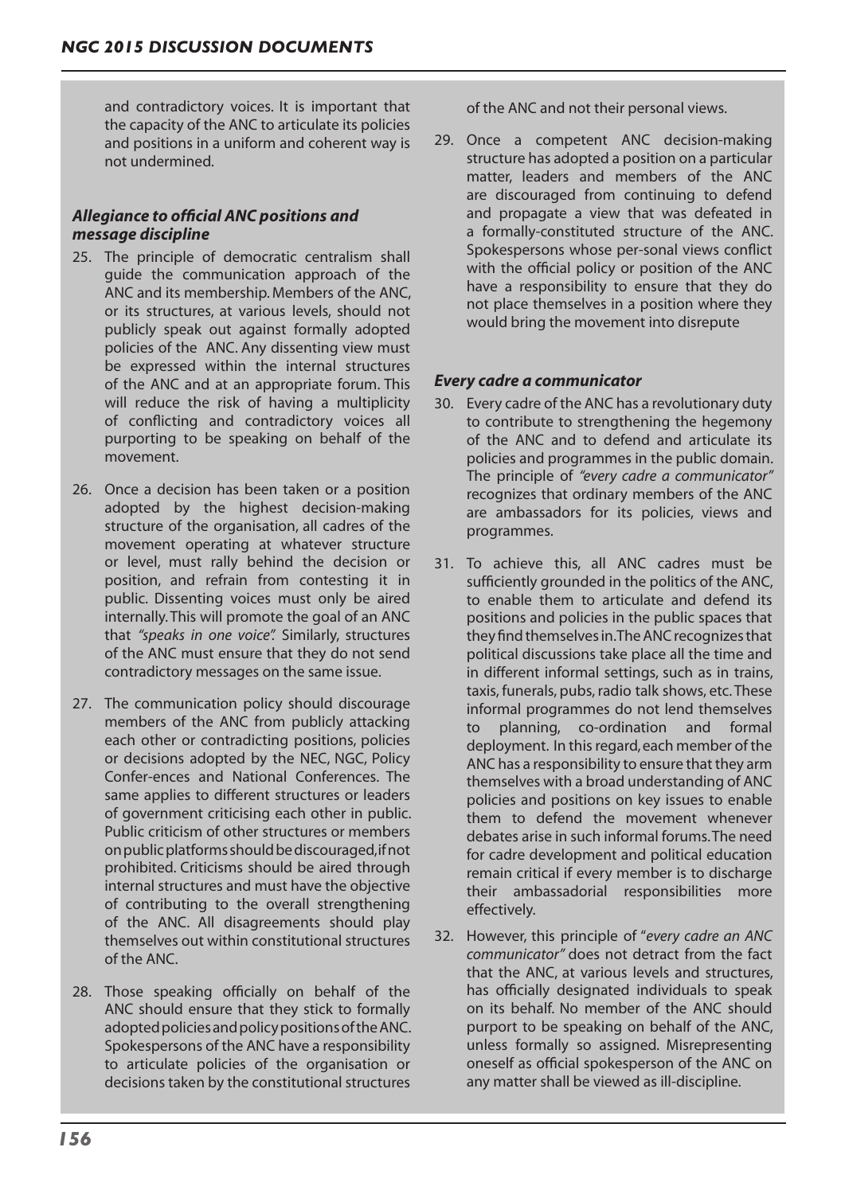and contradictory voices. It is important that the capacity of the ANC to articulate its policies and positions in a uniform and coherent way is not undermined.

### *Allegiance to official ANC positions and message discipline*

25. The principle of democratic centralism shall guide the communication approach of the ANC and its membership. Members of the ANC, or its structures, at various levels, should not publicly speak out against formally adopted policies of the ANC. Any dissenting view must be expressed within the internal structures of the ANC and at an appropriate forum. This will reduce the risk of having a multiplicity of conflicting and contradictory voices all purporting to be speaking on behalf of the movement.

26. Once a decision has been taken or a position adopted by the highest decision-making structure of the organisation, all cadres of the movement operating at whatever structure or level, must rally behind the decision or position, and refrain from contesting it in public. Dissenting voices must only be aired internally. This will promote the goal of an ANC that *"speaks in one voice".* Similarly, structures of the ANC must ensure that they do not send contradictory messages on the same issue.

27. The communication policy should discourage members of the ANC from publicly attacking each other or contradicting positions, policies or decisions adopted by the NEC, NGC, Policy Confer-ences and National Conferences. The same applies to different structures or leaders of government criticising each other in public. Public criticism of other structures or members on public platforms should be discouraged, if not prohibited. Criticisms should be aired through internal structures and must have the objective of contributing to the overall strengthening of the ANC. All disagreements should play themselves out within constitutional structures of the ANC.

28. Those speaking officially on behalf of the ANC should ensure that they stick to formally adopted policies and policy positions of the ANC. Spokespersons of the ANC have a responsibility to articulate policies of the organisation or decisions taken by the constitutional structures of the ANC and not their personal views.

29. Once a competent ANC decision-making structure has adopted a position on a particular matter, leaders and members of the ANC are discouraged from continuing to defend and propagate a view that was defeated in a formally-constituted structure of the ANC. Spokespersons whose per-sonal views conflict with the official policy or position of the ANC have a responsibility to ensure that they do not place themselves in a position where they would bring the movement into disrepute

### *Every cadre a communicator*

30. Every cadre of the ANC has a revolutionary duty to contribute to strengthening the hegemony of the ANC and to defend and articulate its policies and programmes in the public domain. The principle of *"every cadre a communicator"* recognizes that ordinary members of the ANC are ambassadors for its policies, views and programmes.

31. To achieve this, all ANC cadres must be sufficiently grounded in the politics of the ANC, to enable them to articulate and defend its positions and policies in the public spaces that they find themselves in. The ANC recognizes that political discussions take place all the time and in different informal settings, such as in trains, taxis, funerals, pubs, radio talk shows, etc. These informal programmes do not lend themselves to planning, co-ordination and formal deployment. In this regard, each member of the ANC has a responsibility to ensure that they arm themselves with a broad understanding of ANC policies and positions on key issues to enable them to defend the movement whenever debates arise in such informal forums. The need for cadre development and political education remain critical if every member is to discharge their ambassadorial responsibilities more effectively.

32. However, this principle of "*every cadre an ANC communicator"* does not detract from the fact that the ANC, at various levels and structures, has officially designated individuals to speak on its behalf. No member of the ANC should purport to be speaking on behalf of the ANC, unless formally so assigned. Misrepresenting oneself as official spokesperson of the ANC on any matter shall be viewed as ill-discipline.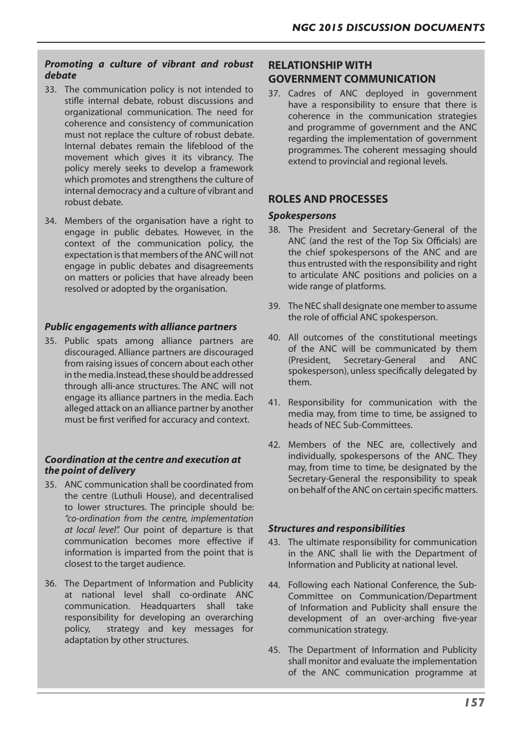### *Promoting a culture of vibrant and robust debate*

33. The communication policy is not intended to stifle internal debate, robust discussions and organizational communication. The need for coherence and consistency of communication must not replace the culture of robust debate. Internal debates remain the lifeblood of the movement which gives it its vibrancy. The policy merely seeks to develop a framework which promotes and strengthens the culture of internal democracy and a culture of vibrant and robust debate.

34. Members of the organisation have a right to engage in public debates. However, in the context of the communication policy, the expectation is that members of the ANC will not engage in public debates and disagreements on matters or policies that have already been resolved or adopted by the organisation.

### *Public engagements with alliance partners*

35. Public spats among alliance partners are discouraged. Alliance partners are discouraged from raising issues of concern about each other in the media. Instead, these should be addressed through alli-ance structures. The ANC will not engage its alliance partners in the media. Each alleged attack on an alliance partner by another must be first verified for accuracy and context.

### *Coordination at the centre and execution at the point of delivery*

35. ANC communication shall be coordinated from the centre (Luthuli House), and decentralised to lower structures. The principle should be: *"co-ordination from the centre, implementation at local level".* Our point of departure is that communication becomes more effective if information is imparted from the point that is closest to the target audience.

36. The Department of Information and Publicity at national level shall co-ordinate ANC communication. Headquarters shall take responsibility for developing an overarching policy, strategy and key messages for adaptation by other structures.

## RELATIONSHIP WITH GOVERNMENT COMMUNICATION

37. Cadres of ANC deployed in government have a responsibility to ensure that there is coherence in the communication strategies and programme of government and the ANC regarding the implementation of government programmes. The coherent messaging should extend to provincial and regional levels.

## ROLES AND PROCESSES

### *Spokespersons*

38. The President and Secretary-General of the ANC (and the rest of the Top Six Officials) are the chief spokespersons of the ANC and are thus entrusted with the responsibility and right to articulate ANC positions and policies on a wide range of platforms.

39. The NEC shall designate one member to assume the role of official ANC spokesperson.

40. All outcomes of the constitutional meetings of the ANC will be communicated by them (President, Secretary-General and ANC spokesperson), unless specifically delegated by them.

41. Responsibility for communication with the media may, from time to time, be assigned to heads of NEC Sub-Committees.

42. Members of the NEC are, collectively and individually, spokespersons of the ANC. They may, from time to time, be designated by the Secretary-General the responsibility to speak on behalf of the ANC on certain specific matters.

### *Structures and responsibilities*

43. The ultimate responsibility for communication in the ANC shall lie with the Department of Information and Publicity at national level.

44. Following each National Conference, the Sub-Committee on Communication/Department of Information and Publicity shall ensure the development of an over-arching five-year communication strategy.

45. The Department of Information and Publicity shall monitor and evaluate the implementation of the ANC communication programme at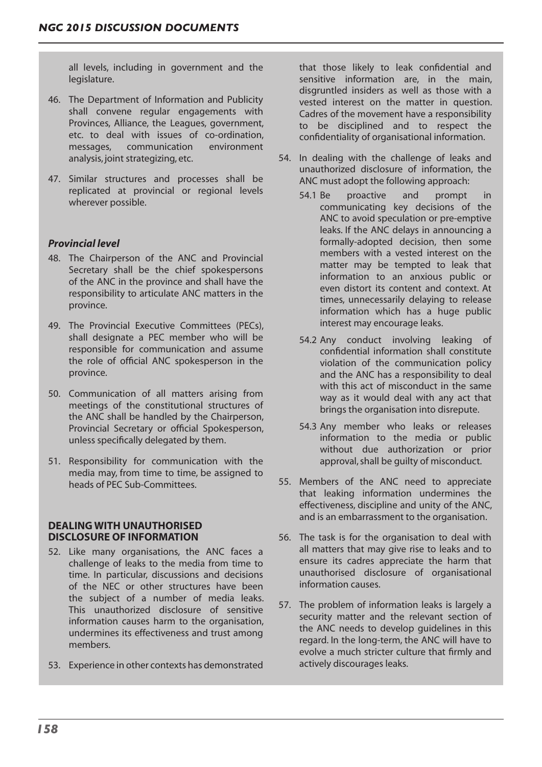all levels, including in government and the legislature.

46. The Department of Information and Publicity shall convene regular engagements with Provinces, Alliance, the Leagues, government, etc. to deal with issues of co-ordination, messages, communication environment analysis, joint strategizing, etc.

47. Similar structures and processes shall be replicated at provincial or regional levels wherever possible.

### *Provincial level*

48. The Chairperson of the ANC and Provincial Secretary shall be the chief spokespersons of the ANC in the province and shall have the responsibility to articulate ANC matters in the province.

49. The Provincial Executive Committees (PECs), shall designate a PEC member who will be responsible for communication and assume the role of official ANC spokesperson in the province.

50. Communication of all matters arising from meetings of the constitutional structures of the ANC shall be handled by the Chairperson, Provincial Secretary or official Spokesperson, unless specifically delegated by them.

51. Responsibility for communication with the media may, from time to time, be assigned to heads of PEC Sub-Committees.

## DEALING WITH UNAUTHORISED DISCLOSURE OF INFORMATION

52. Like many organisations, the ANC faces a challenge of leaks to the media from time to time. In particular, discussions and decisions of the NEC or other structures have been the subject of a number of media leaks. This unauthorized disclosure of sensitive information causes harm to the organisation, undermines its effectiveness and trust among members.

53. Experience in other contexts has demonstrated that those likely to leak confidential and sensitive information are, in the main, disgruntled insiders as well as those with a vested interest on the matter in question. Cadres of the movement have a responsibility to be disciplined and to respect the confidentiality of organisational information.

54. In dealing with the challenge of leaks and unauthorized disclosure of information, the ANC must adopt the following approach:

    54.1 Be proactive and prompt in communicating key decisions of the ANC to avoid speculation or pre-emptive leaks. If the ANC delays in announcing a formally-adopted decision, then some members with a vested interest on the matter may be tempted to leak that information to an anxious public or even distort its content and context. At times, unnecessarily delaying to release information which has a huge public interest may encourage leaks.

    54.2 Any conduct involving leaking of confidential information shall constitute violation of the communication policy and the ANC has a responsibility to deal with this act of misconduct in the same way as it would deal with any act that brings the organisation into disrepute.

    54.3 Any member who leaks or releases information to the media or public without due authorization or prior approval, shall be guilty of misconduct.

55. Members of the ANC need to appreciate that leaking information undermines the effectiveness, discipline and unity of the ANC, and is an embarrassment to the organisation.

56. The task is for the organisation to deal with all matters that may give rise to leaks and to ensure its cadres appreciate the harm that unauthorised disclosure of organisational information causes.

57. The problem of information leaks is largely a security matter and the relevant section of the ANC needs to develop guidelines in this regard. In the long-term, the ANC will have to evolve a much stricter culture that firmly and actively discourages leaks.